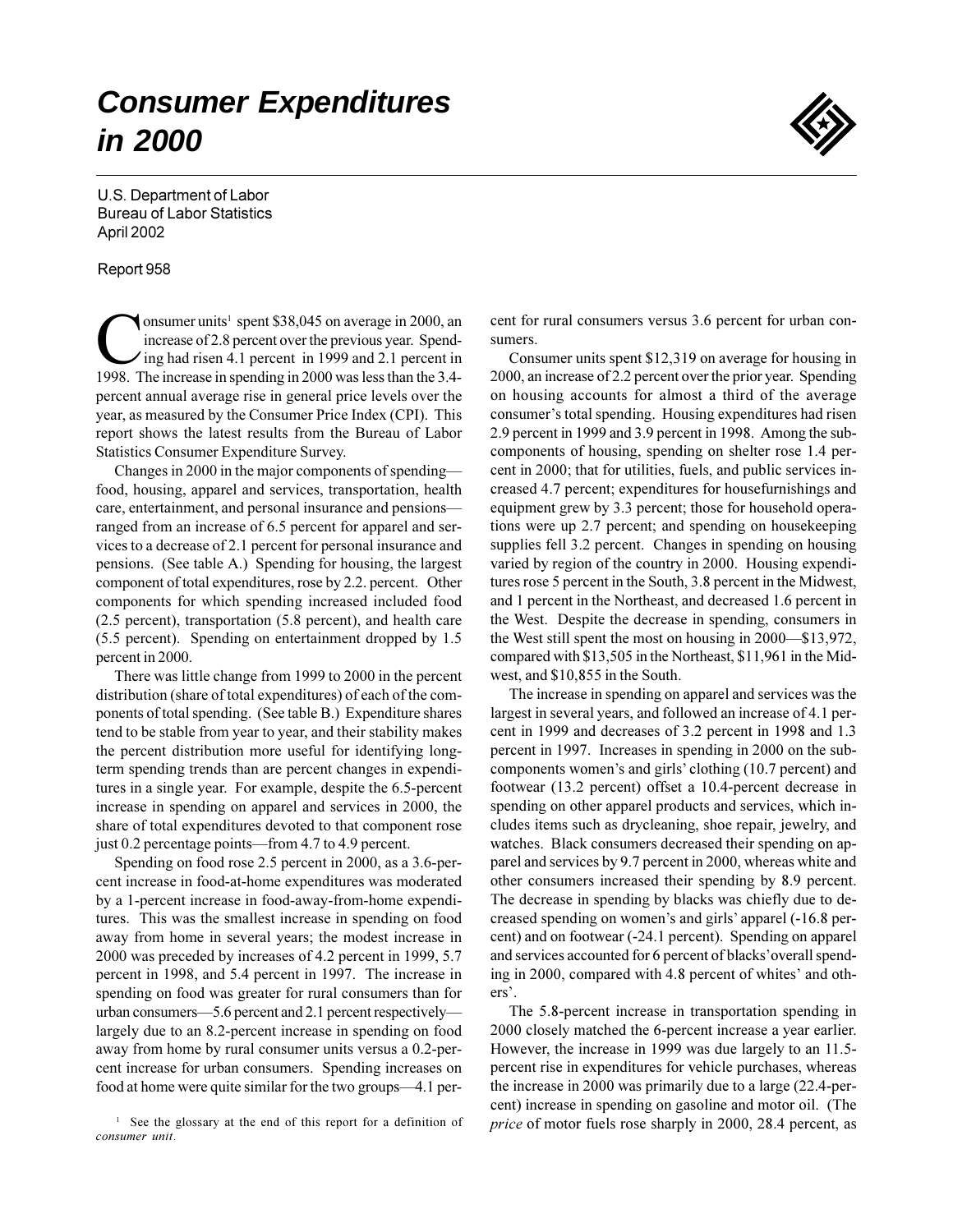# Consumer Expenditures in 2000

U.S. Department of Labor
Bureau of Labor Statistics
April 2002

Report 958

Consumer units[1] spent $38,045 on average in 2000, an increase of 2.8 percent over the previous year. Spending had risen 4.1 percent in 1999 and 2.1 percent in 1998. The increase in spending in 2000 was less than the 3.4-percent annual average rise in general price levels over the year, as measured by the Consumer Price Index (CPI). This report shows the latest results from the Bureau of Labor Statistics Consumer Expenditure Survey.

Changes in 2000 in the major components of spending—food, housing, apparel and services, transportation, health care, entertainment, and personal insurance and pensions—ranged from an increase of 6.5 percent for apparel and services to a decrease of 2.1 percent for personal insurance and pensions. (See table A.) Spending for housing, the largest component of total expenditures, rose by 2.2. percent. Other components for which spending increased included food (2.5 percent), transportation (5.8 percent), and health care (5.5 percent). Spending on entertainment dropped by 1.5 percent in 2000.

There was little change from 1999 to 2000 in the percent distribution (share of total expenditures) of each of the components of total spending. (See table B.) Expenditure shares tend to be stable from year to year, and their stability makes the percent distribution more useful for identifying long-term spending trends than are percent changes in expenditures in a single year. For example, despite the 6.5-percent increase in spending on apparel and services in 2000, the share of total expenditures devoted to that component rose just 0.2 percentage points—from 4.7 to 4.9 percent.

Spending on food rose 2.5 percent in 2000, as a 3.6-percent increase in food-at-home expenditures was moderated by a 1-percent increase in food-away-from-home expenditures. This was the smallest increase in spending on food away from home in several years; the modest increase in 2000 was preceded by increases of 4.2 percent in 1999, 5.7 percent in 1998, and 5.4 percent in 1997. The increase in spending on food was greater for rural consumers than for urban consumers—5.6 percent and 2.1 percent respectively—largely due to an 8.2-percent increase in spending on food away from home by rural consumer units versus a 0.2-percent increase for urban consumers. Spending increases on food at home were quite similar for the two groups—4.1 percent for rural consumers versus 3.6 percent for urban consumers.

Consumer units spent $12,319 on average for housing in 2000, an increase of 2.2 percent over the prior year. Spending on housing accounts for almost a third of the average consumer's total spending. Housing expenditures had risen 2.9 percent in 1999 and 3.9 percent in 1998. Among the subcomponents of housing, spending on shelter rose 1.4 percent in 2000; that for utilities, fuels, and public services increased 4.7 percent; expenditures for housefurnishings and equipment grew by 3.3 percent; those for household operations were up 2.7 percent; and spending on housekeeping supplies fell 3.2 percent. Changes in spending on housing varied by region of the country in 2000. Housing expenditures rose 5 percent in the South, 3.8 percent in the Midwest, and 1 percent in the Northeast, and decreased 1.6 percent in the West. Despite the decrease in spending, consumers in the West still spent the most on housing in 2000—$13,972, compared with $13,505 in the Northeast, $11,961 in the Midwest, and $10,855 in the South.

The increase in spending on apparel and services was the largest in several years, and followed an increase of 4.1 percent in 1999 and decreases of 3.2 percent in 1998 and 1.3 percent in 1997. Increases in spending in 2000 on the subcomponents women's and girls' clothing (10.7 percent) and footwear (13.2 percent) offset a 10.4-percent decrease in spending on other apparel products and services, which includes items such as drycleaning, shoe repair, jewelry, and watches. Black consumers decreased their spending on apparel and services by 9.7 percent in 2000, whereas white and other consumers increased their spending by 8.9 percent. The decrease in spending by blacks was chiefly due to decreased spending on women's and girls' apparel (-16.8 percent) and on footwear (-24.1 percent). Spending on apparel and services accounted for 6 percent of blacks' overall spending in 2000, compared with 4.8 percent of whites' and others'.

The 5.8-percent increase in transportation spending in 2000 closely matched the 6-percent increase a year earlier. However, the increase in 1999 was due largely to an 11.5-percent rise in expenditures for vehicle purchases, whereas the increase in 2000 was primarily due to a large (22.4-percent) increase in spending on gasoline and motor oil. (The *price* of motor fuels rose sharply in 2000, 28.4 percent, as

[1] See the glossary at the end of this report for a definition of *consumer unit*.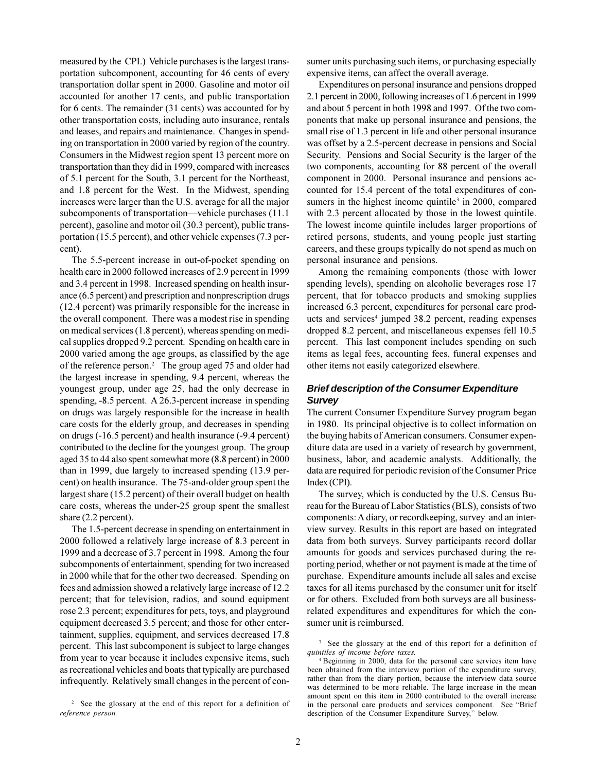measured by the CPI.) Vehicle purchases is the largest transportation subcomponent, accounting for 46 cents of every transportation dollar spent in 2000. Gasoline and motor oil accounted for another 17 cents, and public transportation for 6 cents. The remainder (31 cents) was accounted for by other transportation costs, including auto insurance, rentals and leases, and repairs and maintenance. Changes in spending on transportation in 2000 varied by region of the country. Consumers in the Midwest region spent 13 percent more on transportation than they did in 1999, compared with increases of 5.1 percent for the South, 3.1 percent for the Northeast, and 1.8 percent for the West. In the Midwest, spending increases were larger than the U.S. average for all the major subcomponents of transportation—vehicle purchases (11.1 percent), gasoline and motor oil (30.3 percent), public transportation (15.5 percent), and other vehicle expenses (7.3 percent).

The 5.5-percent increase in out-of-pocket spending on health care in 2000 followed increases of 2.9 percent in 1999 and 3.4 percent in 1998. Increased spending on health insurance (6.5 percent) and prescription and nonprescription drugs (12.4 percent) was primarily responsible for the increase in the overall component. There was a modest rise in spending on medical services (1.8 percent), whereas spending on medical supplies dropped 9.2 percent. Spending on health care in 2000 varied among the age groups, as classified by the age of the reference person.[2] The group aged 75 and older had the largest increase in spending, 9.4 percent, whereas the youngest group, under age 25, had the only decrease in spending, -8.5 percent. A 26.3-percent increase in spending on drugs was largely responsible for the increase in health care costs for the elderly group, and decreases in spending on drugs (-16.5 percent) and health insurance (-9.4 percent) contributed to the decline for the youngest group. The group aged 35 to 44 also spent somewhat more (8.8 percent) in 2000 than in 1999, due largely to increased spending (13.9 percent) on health insurance. The 75-and-older group spent the largest share (15.2 percent) of their overall budget on health care costs, whereas the under-25 group spent the smallest share (2.2 percent).

The 1.5-percent decrease in spending on entertainment in 2000 followed a relatively large increase of 8.3 percent in 1999 and a decrease of 3.7 percent in 1998. Among the four subcomponents of entertainment, spending for two increased in 2000 while that for the other two decreased. Spending on fees and admission showed a relatively large increase of 12.2 percent; that for television, radios, and sound equipment rose 2.3 percent; expenditures for pets, toys, and playground equipment decreased 3.5 percent; and those for other entertainment, supplies, equipment, and services decreased 17.8 percent. This last subcomponent is subject to large changes from year to year because it includes expensive items, such as recreational vehicles and boats that typically are purchased infrequently. Relatively small changes in the percent of consumer units purchasing such items, or purchasing especially expensive items, can affect the overall average.

Expenditures on personal insurance and pensions dropped 2.1 percent in 2000, following increases of 1.6 percent in 1999 and about 5 percent in both 1998 and 1997. Of the two components that make up personal insurance and pensions, the small rise of 1.3 percent in life and other personal insurance was offset by a 2.5-percent decrease in pensions and Social Security. Pensions and Social Security is the larger of the two components, accounting for 88 percent of the overall component in 2000. Personal insurance and pensions accounted for 15.4 percent of the total expenditures of consumers in the highest income quintile[3] in 2000, compared with 2.3 percent allocated by those in the lowest quintile. The lowest income quintile includes larger proportions of retired persons, students, and young people just starting careers, and these groups typically do not spend as much on personal insurance and pensions.

Among the remaining components (those with lower spending levels), spending on alcoholic beverages rose 17 percent, that for tobacco products and smoking supplies increased 6.3 percent, expenditures for personal care products and services[4] jumped 38.2 percent, reading expenses dropped 8.2 percent, and miscellaneous expenses fell 10.5 percent. This last component includes spending on such items as legal fees, accounting fees, funeral expenses and other items not easily categorized elsewhere.

### *Brief description of the Consumer Expenditure Survey*

The current Consumer Expenditure Survey program began in 1980. Its principal objective is to collect information on the buying habits of American consumers. Consumer expenditure data are used in a variety of research by government, business, labor, and academic analysts. Additionally, the data are required for periodic revision of the Consumer Price Index (CPI).

The survey, which is conducted by the U.S. Census Bureau for the Bureau of Labor Statistics (BLS), consists of two components: A diary, or recordkeeping, survey and an interview survey. Results in this report are based on integrated data from both surveys. Survey participants record dollar amounts for goods and services purchased during the reporting period, whether or not payment is made at the time of purchase. Expenditure amounts include all sales and excise taxes for all items purchased by the consumer unit for itself or for others. Excluded from both surveys are all business-related expenditures and expenditures for which the consumer unit is reimbursed.

[2] See the glossary at the end of this report for a definition of *reference person.*

[3] See the glossary at the end of this report for a definition of *quintiles of income before taxes.*

[4] Beginning in 2000, data for the personal care services item have been obtained from the interview portion of the expenditure survey, rather than from the diary portion, because the interview data source was determined to be more reliable. The large increase in the mean amount spent on this item in 2000 contributed to the overall increase in the personal care products and services component. See "Brief description of the Consumer Expenditure Survey," below.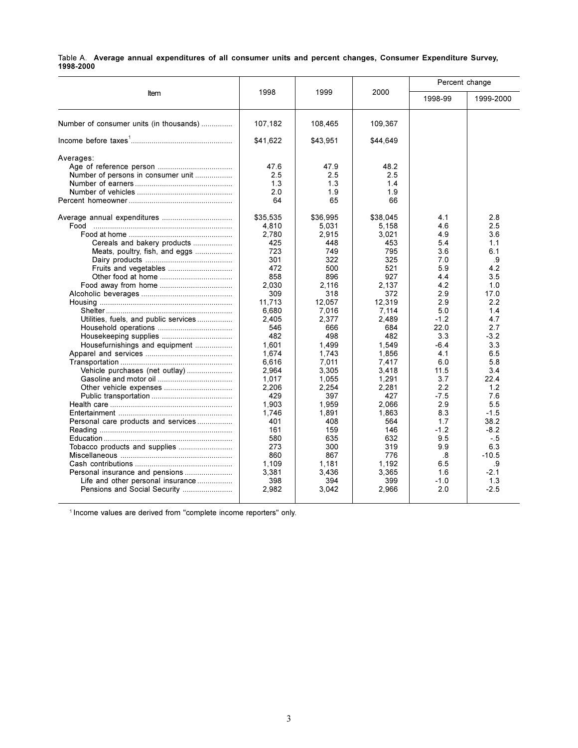Table A. **Average annual expenditures of all consumer units and percent changes, Consumer Expenditure Survey, 1998-2000**

| Item | 1998 | 1999 | 2000 | Percent change | |
|---|---|---|---|---|---|
| | | | | 1998-99 | 1999-2000 |
| Number of consumer units (in thousands) | 107,182 | 108,465 | 109,367 | | |
| Income before taxes[1] | $41,622 | $43,951 | $44,649 | | |
| Averages: | | | | | |
| Age of reference person | 47.6 | 47.9 | 48.2 | | |
| Number of persons in consumer unit | 2.5 | 2.5 | 2.5 | | |
| Number of earners | 1.3 | 1.3 | 1.4 | | |
| Number of vehicles | 2.0 | 1.9 | 1.9 | | |
| Percent homeowner | 64 | 65 | 66 | | |
| Average annual expenditures | $35,535 | $36,995 | $38,045 | 4.1 | 2.8 |
| Food | 4,810 | 5,031 | 5,158 | 4.6 | 2.5 |
| Food at home | 2,780 | 2,915 | 3,021 | 4.9 | 3.6 |
| Cereals and bakery products | 425 | 448 | 453 | 5.4 | 1.1 |
| Meats, poultry, fish, and eggs | 723 | 749 | 795 | 3.6 | 6.1 |
| Dairy products | 301 | 322 | 325 | 7.0 | .9 |
| Fruits and vegetables | 472 | 500 | 521 | 5.9 | 4.2 |
| Other food at home | 858 | 896 | 927 | 4.4 | 3.5 |
| Food away from home | 2,030 | 2,116 | 2,137 | 4.2 | 1.0 |
| Alcoholic beverages | 309 | 318 | 372 | 2.9 | 17.0 |
| Housing | 11,713 | 12,057 | 12,319 | 2.9 | 2.2 |
| Shelter | 6,680 | 7,016 | 7,114 | 5.0 | 1.4 |
| Utilities, fuels, and public services | 2,405 | 2,377 | 2,489 | -1.2 | 4.7 |
| Household operations | 546 | 666 | 684 | 22.0 | 2.7 |
| Housekeeping supplies | 482 | 498 | 482 | 3.3 | -3.2 |
| Housefurnishings and equipment | 1,601 | 1,499 | 1,549 | -6.4 | 3.3 |
| Apparel and services | 1,674 | 1,743 | 1,856 | 4.1 | 6.5 |
| Transportation | 6,616 | 7,011 | 7,417 | 6.0 | 5.8 |
| Vehicle purchases (net outlay) | 2,964 | 3,305 | 3,418 | 11.5 | 3.4 |
| Gasoline and motor oil | 1,017 | 1,055 | 1,291 | 3.7 | 22.4 |
| Other vehicle expenses | 2,206 | 2,254 | 2,281 | 2.2 | 1.2 |
| Public transportation | 429 | 397 | 427 | -7.5 | 7.6 |
| Health care | 1,903 | 1,959 | 2,066 | 2.9 | 5.5 |
| Entertainment | 1,746 | 1,891 | 1,863 | 8.3 | -1.5 |
| Personal care products and services | 401 | 408 | 564 | 1.7 | 38.2 |
| Reading | 161 | 159 | 146 | -1.2 | -8.2 |
| Education | 580 | 635 | 632 | 9.5 | -.5 |
| Tobacco products and supplies | 273 | 300 | 319 | 9.9 | 6.3 |
| Miscellaneous | 860 | 867 | 776 | .8 | -10.5 |
| Cash contributions | 1,109 | 1,181 | 1,192 | 6.5 | .9 |
| Personal insurance and pensions | 3,381 | 3,436 | 3,365 | 1.6 | -2.1 |
| Life and other personal insurance | 398 | 394 | 399 | -1.0 | 1.3 |
| Pensions and Social Security | 2,982 | 3,042 | 2,966 | 2.0 | -2.5 |

[1] Income values are derived from "complete income reporters" only.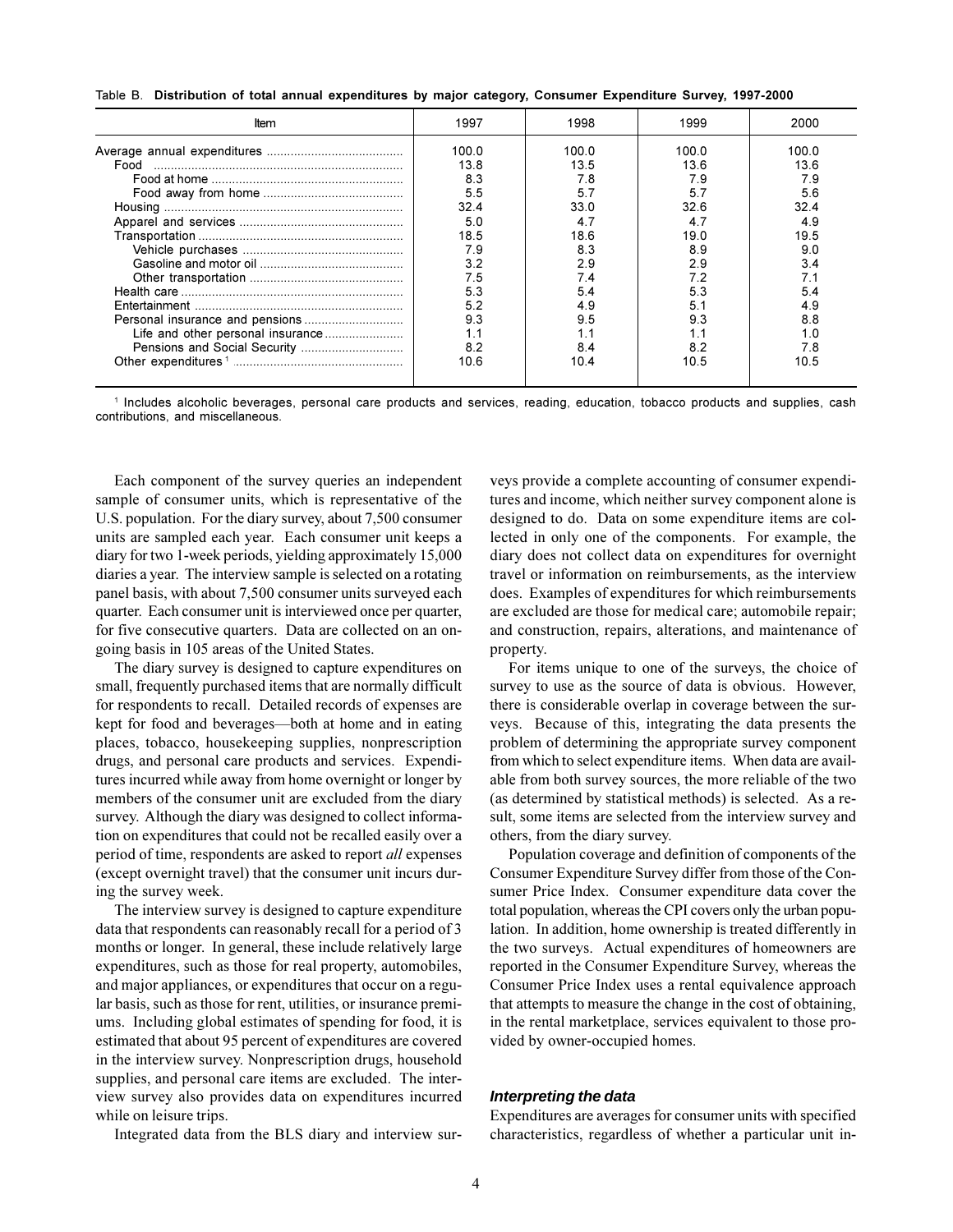Table B. **Distribution of total annual expenditures by major category, Consumer Expenditure Survey, 1997-2000**

| Item | 1997 | 1998 | 1999 | 2000 |
|---|---|---|---|---|
| Average annual expenditures | 100.0 | 100.0 | 100.0 | 100.0 |
| Food | 13.8 | 13.5 | 13.6 | 13.6 |
| Food at home | 8.3 | 7.8 | 7.9 | 7.9 |
| Food away from home | 5.5 | 5.7 | 5.7 | 5.6 |
| Housing | 32.4 | 33.0 | 32.6 | 32.4 |
| Apparel and services | 5.0 | 4.7 | 4.7 | 4.9 |
| Transportation | 18.5 | 18.6 | 19.0 | 19.5 |
| Vehicle purchases | 7.9 | 8.3 | 8.9 | 9.0 |
| Gasoline and motor oil | 3.2 | 2.9 | 2.9 | 3.4 |
| Other transportation | 7.5 | 7.4 | 7.2 | 7.1 |
| Health care | 5.3 | 5.4 | 5.3 | 5.4 |
| Entertainment | 5.2 | 4.9 | 5.1 | 4.9 |
| Personal insurance and pensions | 9.3 | 9.5 | 9.3 | 8.8 |
| Life and other personal insurance | 1.1 | 1.1 | 1.1 | 1.0 |
| Pensions and Social Security | 8.2 | 8.4 | 8.2 | 7.8 |
| Other expenditures [1] | 10.6 | 10.4 | 10.5 | 10.5 |

[1] Includes alcoholic beverages, personal care products and services, reading, education, tobacco products and supplies, cash contributions, and miscellaneous.

Each component of the survey queries an independent sample of consumer units, which is representative of the U.S. population. For the diary survey, about 7,500 consumer units are sampled each year. Each consumer unit keeps a diary for two 1-week periods, yielding approximately 15,000 diaries a year. The interview sample is selected on a rotating panel basis, with about 7,500 consumer units surveyed each quarter. Each consumer unit is interviewed once per quarter, for five consecutive quarters. Data are collected on an ongoing basis in 105 areas of the United States.

The diary survey is designed to capture expenditures on small, frequently purchased items that are normally difficult for respondents to recall. Detailed records of expenses are kept for food and beverages—both at home and in eating places, tobacco, housekeeping supplies, nonprescription drugs, and personal care products and services. Expenditures incurred while away from home overnight or longer by members of the consumer unit are excluded from the diary survey. Although the diary was designed to collect information on expenditures that could not be recalled easily over a period of time, respondents are asked to report *all* expenses (except overnight travel) that the consumer unit incurs during the survey week.

The interview survey is designed to capture expenditure data that respondents can reasonably recall for a period of 3 months or longer. In general, these include relatively large expenditures, such as those for real property, automobiles, and major appliances, or expenditures that occur on a regular basis, such as those for rent, utilities, or insurance premiums. Including global estimates of spending for food, it is estimated that about 95 percent of expenditures are covered in the interview survey. Nonprescription drugs, household supplies, and personal care items are excluded. The interview survey also provides data on expenditures incurred while on leisure trips.

Integrated data from the BLS diary and interview surveys provide a complete accounting of consumer expenditures and income, which neither survey component alone is designed to do. Data on some expenditure items are collected in only one of the components. For example, the diary does not collect data on expenditures for overnight travel or information on reimbursements, as the interview does. Examples of expenditures for which reimbursements are excluded are those for medical care; automobile repair; and construction, repairs, alterations, and maintenance of property.

For items unique to one of the surveys, the choice of survey to use as the source of data is obvious. However, there is considerable overlap in coverage between the surveys. Because of this, integrating the data presents the problem of determining the appropriate survey component from which to select expenditure items. When data are available from both survey sources, the more reliable of the two (as determined by statistical methods) is selected. As a result, some items are selected from the interview survey and others, from the diary survey.

Population coverage and definition of components of the Consumer Expenditure Survey differ from those of the Consumer Price Index. Consumer expenditure data cover the total population, whereas the CPI covers only the urban population. In addition, home ownership is treated differently in the two surveys. Actual expenditures of homeowners are reported in the Consumer Expenditure Survey, whereas the Consumer Price Index uses a rental equivalence approach that attempts to measure the change in the cost of obtaining, in the rental marketplace, services equivalent to those provided by owner-occupied homes.

### *Interpreting the data*

Expenditures are averages for consumer units with specified characteristics, regardless of whether a particular unit in-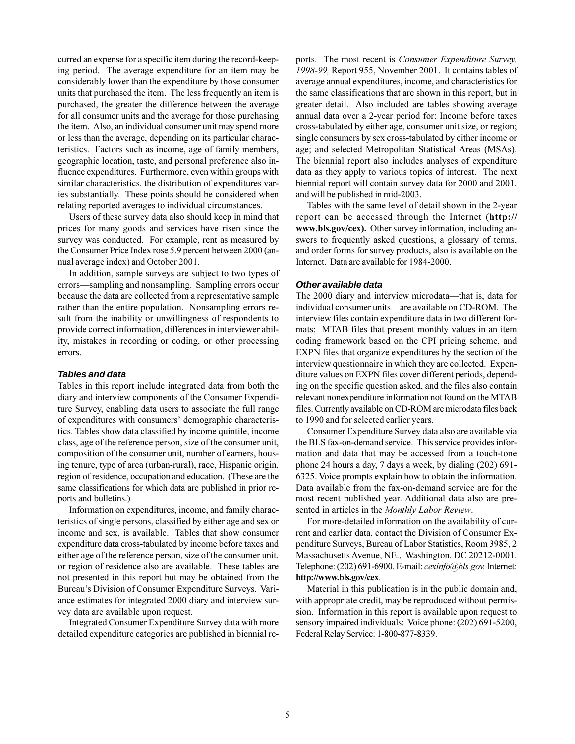curred an expense for a specific item during the record-keeping period. The average expenditure for an item may be considerably lower than the expenditure by those consumer units that purchased the item. The less frequently an item is purchased, the greater the difference between the average for all consumer units and the average for those purchasing the item. Also, an individual consumer unit may spend more or less than the average, depending on its particular characteristics. Factors such as income, age of family members, geographic location, taste, and personal preference also influence expenditures. Furthermore, even within groups with similar characteristics, the distribution of expenditures varies substantially. These points should be considered when relating reported averages to individual circumstances.

Users of these survey data also should keep in mind that prices for many goods and services have risen since the survey was conducted. For example, rent as measured by the Consumer Price Index rose 5.9 percent between 2000 (annual average index) and October 2001.

In addition, sample surveys are subject to two types of errors—sampling and nonsampling. Sampling errors occur because the data are collected from a representative sample rather than the entire population. Nonsampling errors result from the inability or unwillingness of respondents to provide correct information, differences in interviewer ability, mistakes in recording or coding, or other processing errors.

### *Tables and data*

Tables in this report include integrated data from both the diary and interview components of the Consumer Expenditure Survey, enabling data users to associate the full range of expenditures with consumers' demographic characteristics. Tables show data classified by income quintile, income class, age of the reference person, size of the consumer unit, composition of the consumer unit, number of earners, housing tenure, type of area (urban-rural), race, Hispanic origin, region of residence, occupation and education. (These are the same classifications for which data are published in prior reports and bulletins.)

Information on expenditures, income, and family characteristics of single persons, classified by either age and sex or income and sex, is available. Tables that show consumer expenditure data cross-tabulated by income before taxes and either age of the reference person, size of the consumer unit, or region of residence also are available. These tables are not presented in this report but may be obtained from the Bureau's Division of Consumer Expenditure Surveys. Variance estimates for integrated 2000 diary and interview survey data are available upon request.

Integrated Consumer Expenditure Survey data with more detailed expenditure categories are published in biennial reports. The most recent is *Consumer Expenditure Survey, 1998-99,* Report 955, November 2001. It contains tables of average annual expenditures, income, and characteristics for the same classifications that are shown in this report, but in greater detail. Also included are tables showing average annual data over a 2-year period for: Income before taxes cross-tabulated by either age, consumer unit size, or region; single consumers by sex cross-tabulated by either income or age; and selected Metropolitan Statistical Areas (MSAs). The biennial report also includes analyses of expenditure data as they apply to various topics of interest. The next biennial report will contain survey data for 2000 and 2001, and will be published in mid-2003.

Tables with the same level of detail shown in the 2-year report can be accessed through the Internet (**http://www.bls.gov/cex).** Other survey information, including answers to frequently asked questions, a glossary of terms, and order forms for survey products, also is available on the Internet. Data are available for 1984-2000.

### *Other available data*

The 2000 diary and interview microdata—that is, data for individual consumer units—are available on CD-ROM. The interview files contain expenditure data in two different formats: MTAB files that present monthly values in an item coding framework based on the CPI pricing scheme, and EXPN files that organize expenditures by the section of the interview questionnaire in which they are collected. Expenditure values on EXPN files cover different periods, depending on the specific question asked, and the files also contain relevant nonexpenditure information not found on the MTAB files. Currently available on CD-ROM are microdata files back to 1990 and for selected earlier years.

Consumer Expenditure Survey data also are available via the BLS fax-on-demand service. This service provides information and data that may be accessed from a touch-tone phone 24 hours a day, 7 days a week, by dialing (202) 691-6325. Voice prompts explain how to obtain the information. Data available from the fax-on-demand service are for the most recent published year. Additional data also are presented in articles in the *Monthly Labor Review*.

For more-detailed information on the availability of current and earlier data, contact the Division of Consumer Expenditure Surveys, Bureau of Labor Statistics, Room 3985, 2 Massachusetts Avenue, NE., Washington, DC 20212-0001. Telephone: (202) 691-6900. E-mail: *cexinfo@bls.gov.* Internet: **http://www.bls.gov/cex**.

Material in this publication is in the public domain and, with appropriate credit, may be reproduced without permission. Information in this report is available upon request to sensory impaired individuals: Voice phone: (202) 691-5200, Federal Relay Service: 1-800-877-8339.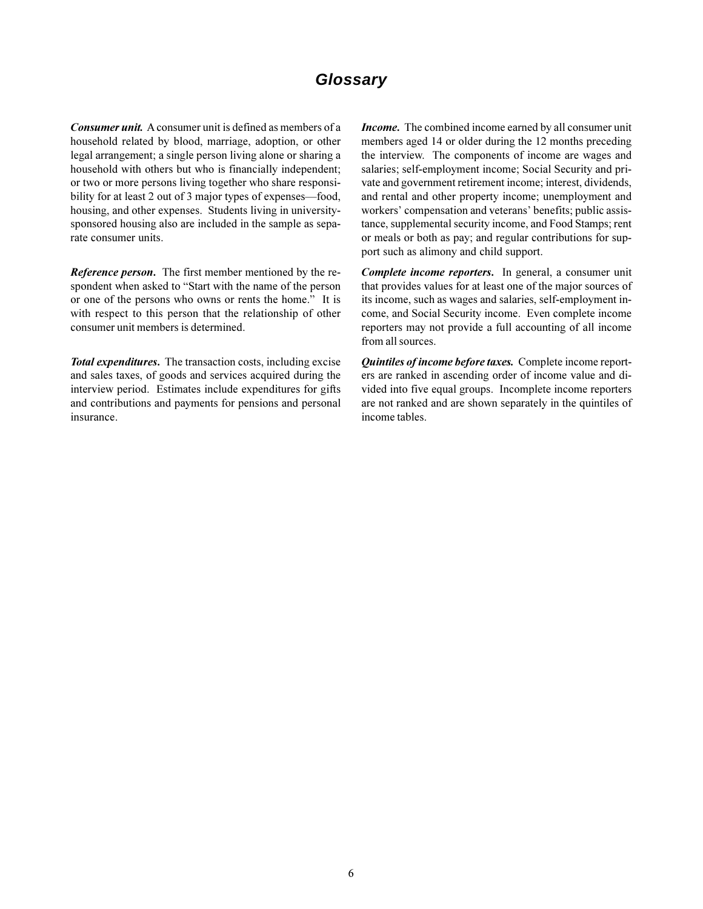# Glossary

***Consumer unit.*** A consumer unit is defined as members of a household related by blood, marriage, adoption, or other legal arrangement; a single person living alone or sharing a household with others but who is financially independent; or two or more persons living together who share responsibility for at least 2 out of 3 major types of expenses—food, housing, and other expenses. Students living in university-sponsored housing also are included in the sample as separate consumer units.

***Reference person.*** The first member mentioned by the respondent when asked to "Start with the name of the person or one of the persons who owns or rents the home." It is with respect to this person that the relationship of other consumer unit members is determined.

***Total expenditures.*** The transaction costs, including excise and sales taxes, of goods and services acquired during the interview period. Estimates include expenditures for gifts and contributions and payments for pensions and personal insurance.

***Income.*** The combined income earned by all consumer unit members aged 14 or older during the 12 months preceding the interview. The components of income are wages and salaries; self-employment income; Social Security and private and government retirement income; interest, dividends, and rental and other property income; unemployment and workers' compensation and veterans' benefits; public assistance, supplemental security income, and Food Stamps; rent or meals or both as pay; and regular contributions for support such as alimony and child support.

***Complete income reporters.*** In general, a consumer unit that provides values for at least one of the major sources of its income, such as wages and salaries, self-employment income, and Social Security income. Even complete income reporters may not provide a full accounting of all income from all sources.

***Quintiles of income before taxes.*** Complete income reporters are ranked in ascending order of income value and divided into five equal groups. Incomplete income reporters are not ranked and are shown separately in the quintiles of income tables.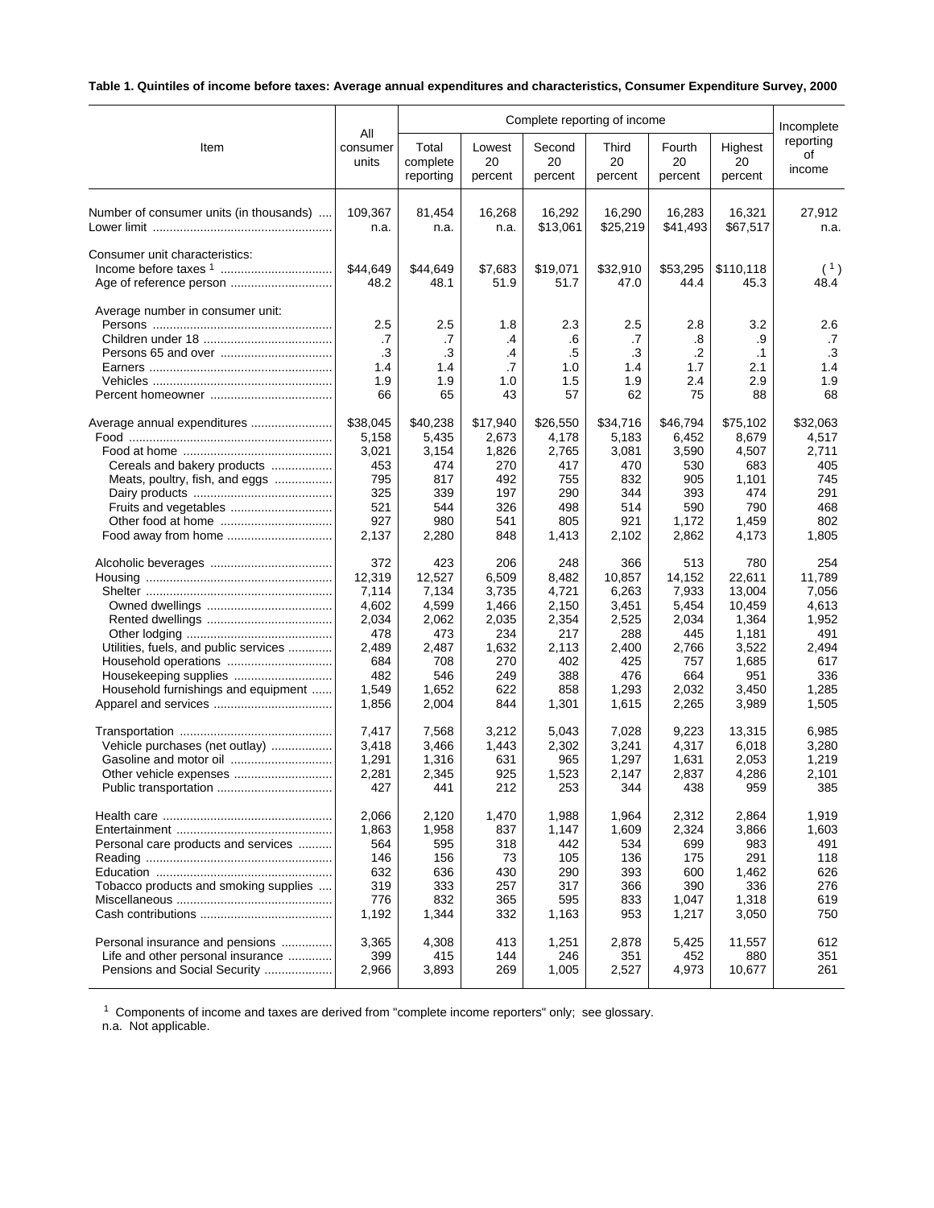**Table 1. Quintiles of income before taxes: Average annual expenditures and characteristics, Consumer Expenditure Survey, 2000**

| Item | All consumer units | Complete reporting of income | | | | | | Incomplete reporting of income |
|---|---|---|---|---|---|---|---|---|
| | | Total complete reporting | Lowest 20 percent | Second 20 percent | Third 20 percent | Fourth 20 percent | Highest 20 percent | |
| Number of consumer units (in thousands) | 109,367 | 81,454 | 16,268 | 16,292 | 16,290 | 16,283 | 16,321 | 27,912 |
| Lower limit | n.a. | n.a. | n.a. | $13,061 | $25,219 | $41,493 | $67,517 | n.a. |
| Consumer unit characteristics: | | | | | | | | |
| Income before taxes [1] | $44,649 | $44,649 | $7,683 | $19,071 | $32,910 | $53,295 | $110,118 | ( [1] ) |
| Age of reference person | 48.2 | 48.1 | 51.9 | 51.7 | 47.0 | 44.4 | 45.3 | 48.4 |
| Average number in consumer unit: | | | | | | | | |
| Persons | 2.5 | 2.5 | 1.8 | 2.3 | 2.5 | 2.8 | 3.2 | 2.6 |
| Children under 18 | .7 | .7 | .4 | .6 | .7 | .8 | .9 | .7 |
| Persons 65 and over | .3 | .3 | .4 | .5 | .3 | .2 | .1 | .3 |
| Earners | 1.4 | 1.4 | .7 | 1.0 | 1.4 | 1.7 | 2.1 | 1.4 |
| Vehicles | 1.9 | 1.9 | 1.0 | 1.5 | 1.9 | 2.4 | 2.9 | 1.9 |
| Percent homeowner | 66 | 65 | 43 | 57 | 62 | 75 | 88 | 68 |
| Average annual expenditures | $38,045 | $40,238 | $17,940 | $26,550 | $34,716 | $46,794 | $75,102 | $32,063 |
| Food | 5,158 | 5,435 | 2,673 | 4,178 | 5,183 | 6,452 | 8,679 | 4,517 |
| Food at home | 3,021 | 3,154 | 1,826 | 2,765 | 3,081 | 3,590 | 4,507 | 2,711 |
| Cereals and bakery products | 453 | 474 | 270 | 417 | 470 | 530 | 683 | 405 |
| Meats, poultry, fish, and eggs | 795 | 817 | 492 | 755 | 832 | 905 | 1,101 | 745 |
| Dairy products | 325 | 339 | 197 | 290 | 344 | 393 | 474 | 291 |
| Fruits and vegetables | 521 | 544 | 326 | 498 | 514 | 590 | 790 | 468 |
| Other food at home | 927 | 980 | 541 | 805 | 921 | 1,172 | 1,459 | 802 |
| Food away from home | 2,137 | 2,280 | 848 | 1,413 | 2,102 | 2,862 | 4,173 | 1,805 |
| Alcoholic beverages | 372 | 423 | 206 | 248 | 366 | 513 | 780 | 254 |
| Housing | 12,319 | 12,527 | 6,509 | 8,482 | 10,857 | 14,152 | 22,611 | 11,789 |
| Shelter | 7,114 | 7,134 | 3,735 | 4,721 | 6,263 | 7,933 | 13,004 | 7,056 |
| Owned dwellings | 4,602 | 4,599 | 1,466 | 2,150 | 3,451 | 5,454 | 10,459 | 4,613 |
| Rented dwellings | 2,034 | 2,062 | 2,035 | 2,354 | 2,525 | 2,034 | 1,364 | 1,952 |
| Other lodging | 478 | 473 | 234 | 217 | 288 | 445 | 1,181 | 491 |
| Utilities, fuels, and public services | 2,489 | 2,487 | 1,632 | 2,113 | 2,400 | 2,766 | 3,522 | 2,494 |
| Household operations | 684 | 708 | 270 | 402 | 425 | 757 | 1,685 | 617 |
| Housekeeping supplies | 482 | 546 | 249 | 388 | 476 | 664 | 951 | 336 |
| Household furnishings and equipment | 1,549 | 1,652 | 622 | 858 | 1,293 | 2,032 | 3,450 | 1,285 |
| Apparel and services | 1,856 | 2,004 | 844 | 1,301 | 1,615 | 2,265 | 3,989 | 1,505 |
| Transportation | 7,417 | 7,568 | 3,212 | 5,043 | 7,028 | 9,223 | 13,315 | 6,985 |
| Vehicle purchases (net outlay) | 3,418 | 3,466 | 1,443 | 2,302 | 3,241 | 4,317 | 6,018 | 3,280 |
| Gasoline and motor oil | 1,291 | 1,316 | 631 | 965 | 1,297 | 1,631 | 2,053 | 1,219 |
| Other vehicle expenses | 2,281 | 2,345 | 925 | 1,523 | 2,147 | 2,837 | 4,286 | 2,101 |
| Public transportation | 427 | 441 | 212 | 253 | 344 | 438 | 959 | 385 |
| Health care | 2,066 | 2,120 | 1,470 | 1,988 | 1,964 | 2,312 | 2,864 | 1,919 |
| Entertainment | 1,863 | 1,958 | 837 | 1,147 | 1,609 | 2,324 | 3,866 | 1,603 |
| Personal care products and services | 564 | 595 | 318 | 442 | 534 | 699 | 983 | 491 |
| Reading | 146 | 156 | 73 | 105 | 136 | 175 | 291 | 118 |
| Education | 632 | 636 | 430 | 290 | 393 | 600 | 1,462 | 626 |
| Tobacco products and smoking supplies | 319 | 333 | 257 | 317 | 366 | 390 | 336 | 276 |
| Miscellaneous | 776 | 832 | 365 | 595 | 833 | 1,047 | 1,318 | 619 |
| Cash contributions | 1,192 | 1,344 | 332 | 1,163 | 953 | 1,217 | 3,050 | 750 |
| Personal insurance and pensions | 3,365 | 4,308 | 413 | 1,251 | 2,878 | 5,425 | 11,557 | 612 |
| Life and other personal insurance | 399 | 415 | 144 | 246 | 351 | 452 | 880 | 351 |
| Pensions and Social Security | 2,966 | 3,893 | 269 | 1,005 | 2,527 | 4,973 | 10,677 | 261 |

[1] Components of income and taxes are derived from "complete income reporters" only; see glossary.
n.a. Not applicable.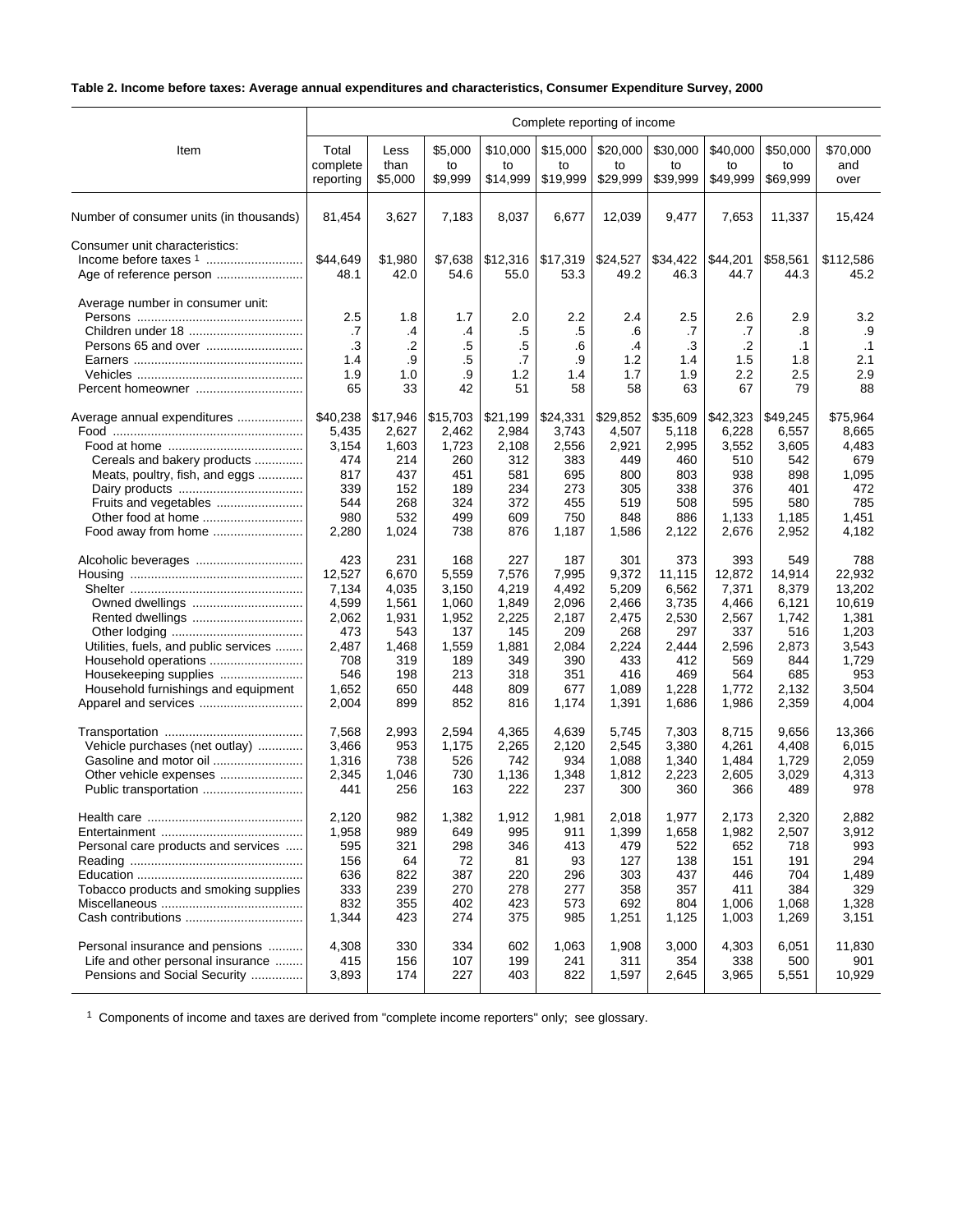**Table 2. Income before taxes: Average annual expenditures and characteristics, Consumer Expenditure Survey, 2000**

| Item | Complete reporting of income | | | | | | | | | |
|---|---|---|---|---|---|---|---|---|---|---|
| | Total complete reporting | Less than $5,000 | $5,000 to $9,999 | $10,000 to $14,999 | $15,000 to $19,999 | $20,000 to $29,999 | $30,000 to $39,999 | $40,000 to $49,999 | $50,000 to $69,999 | $70,000 and over |
| Number of consumer units (in thousands) | 81,454 | 3,627 | 7,183 | 8,037 | 6,677 | 12,039 | 9,477 | 7,653 | 11,337 | 15,424 |
| Consumer unit characteristics: | | | | | | | | | | |
| Income before taxes [1] | $44,649 | $1,980 | $7,638 | $12,316 | $17,319 | $24,527 | $34,422 | $44,201 | $58,561 | $112,586 |
| Age of reference person | 48.1 | 42.0 | 54.6 | 55.0 | 53.3 | 49.2 | 46.3 | 44.7 | 44.3 | 45.2 |
| Average number in consumer unit: | | | | | | | | | | |
| Persons | 2.5 | 1.8 | 1.7 | 2.0 | 2.2 | 2.4 | 2.5 | 2.6 | 2.9 | 3.2 |
| Children under 18 | .7 | .4 | .4 | .5 | .5 | .6 | .7 | .7 | .8 | .9 |
| Persons 65 and over | .3 | .2 | .5 | .5 | .6 | .4 | .3 | .2 | .1 | .1 |
| Earners | 1.4 | .9 | .5 | .7 | .9 | 1.2 | 1.4 | 1.5 | 1.8 | 2.1 |
| Vehicles | 1.9 | 1.0 | .9 | 1.2 | 1.4 | 1.7 | 1.9 | 2.2 | 2.5 | 2.9 |
| Percent homeowner | 65 | 33 | 42 | 51 | 58 | 58 | 63 | 67 | 79 | 88 |
| Average annual expenditures | $40,238 | $17,946 | $15,703 | $21,199 | $24,331 | $29,852 | $35,609 | $42,323 | $49,245 | $75,964 |
| Food | 5,435 | 2,627 | 2,462 | 2,984 | 3,743 | 4,507 | 5,118 | 6,228 | 6,557 | 8,665 |
| Food at home | 3,154 | 1,603 | 1,723 | 2,108 | 2,556 | 2,921 | 2,995 | 3,552 | 3,605 | 4,483 |
| Cereals and bakery products | 474 | 214 | 260 | 312 | 383 | 449 | 460 | 510 | 542 | 679 |
| Meats, poultry, fish, and eggs | 817 | 437 | 451 | 581 | 695 | 800 | 803 | 938 | 898 | 1,095 |
| Dairy products | 339 | 152 | 189 | 234 | 273 | 305 | 338 | 376 | 401 | 472 |
| Fruits and vegetables | 544 | 268 | 324 | 372 | 455 | 519 | 508 | 595 | 580 | 785 |
| Other food at home | 980 | 532 | 499 | 609 | 750 | 848 | 886 | 1,133 | 1,185 | 1,451 |
| Food away from home | 2,280 | 1,024 | 738 | 876 | 1,187 | 1,586 | 2,122 | 2,676 | 2,952 | 4,182 |
| Alcoholic beverages | 423 | 231 | 168 | 227 | 187 | 301 | 373 | 393 | 549 | 788 |
| Housing | 12,527 | 6,670 | 5,559 | 7,576 | 7,995 | 9,372 | 11,115 | 12,872 | 14,914 | 22,932 |
| Shelter | 7,134 | 4,035 | 3,150 | 4,219 | 4,492 | 5,209 | 6,562 | 7,371 | 8,379 | 13,202 |
| Owned dwellings | 4,599 | 1,561 | 1,060 | 1,849 | 2,096 | 2,466 | 3,735 | 4,466 | 6,121 | 10,619 |
| Rented dwellings | 2,062 | 1,931 | 1,952 | 2,225 | 2,187 | 2,475 | 2,530 | 2,567 | 1,742 | 1,381 |
| Other lodging | 473 | 543 | 137 | 145 | 209 | 268 | 297 | 337 | 516 | 1,203 |
| Utilities, fuels, and public services | 2,487 | 1,468 | 1,559 | 1,881 | 2,084 | 2,224 | 2,444 | 2,596 | 2,873 | 3,543 |
| Household operations | 708 | 319 | 189 | 349 | 390 | 433 | 412 | 569 | 844 | 1,729 |
| Housekeeping supplies | 546 | 198 | 213 | 318 | 351 | 416 | 469 | 564 | 685 | 953 |
| Household furnishings and equipment | 1,652 | 650 | 448 | 809 | 677 | 1,089 | 1,228 | 1,772 | 2,132 | 3,504 |
| Apparel and services | 2,004 | 899 | 852 | 816 | 1,174 | 1,391 | 1,686 | 1,986 | 2,359 | 4,004 |
| Transportation | 7,568 | 2,993 | 2,594 | 4,365 | 4,639 | 5,745 | 7,303 | 8,715 | 9,656 | 13,366 |
| Vehicle purchases (net outlay) | 3,466 | 953 | 1,175 | 2,265 | 2,120 | 2,545 | 3,380 | 4,261 | 4,408 | 6,015 |
| Gasoline and motor oil | 1,316 | 738 | 526 | 742 | 934 | 1,088 | 1,340 | 1,484 | 1,729 | 2,059 |
| Other vehicle expenses | 2,345 | 1,046 | 730 | 1,136 | 1,348 | 1,812 | 2,223 | 2,605 | 3,029 | 4,313 |
| Public transportation | 441 | 256 | 163 | 222 | 237 | 300 | 360 | 366 | 489 | 978 |
| Health care | 2,120 | 982 | 1,382 | 1,912 | 1,981 | 2,018 | 1,977 | 2,173 | 2,320 | 2,882 |
| Entertainment | 1,958 | 989 | 649 | 995 | 911 | 1,399 | 1,658 | 1,982 | 2,507 | 3,912 |
| Personal care products and services | 595 | 321 | 298 | 346 | 413 | 479 | 522 | 652 | 718 | 993 |
| Reading | 156 | 64 | 72 | 81 | 93 | 127 | 138 | 151 | 191 | 294 |
| Education | 636 | 822 | 387 | 220 | 296 | 303 | 437 | 446 | 704 | 1,489 |
| Tobacco products and smoking supplies | 333 | 239 | 270 | 278 | 277 | 358 | 357 | 411 | 384 | 329 |
| Miscellaneous | 832 | 355 | 402 | 423 | 573 | 692 | 804 | 1,006 | 1,068 | 1,328 |
| Cash contributions | 1,344 | 423 | 274 | 375 | 985 | 1,251 | 1,125 | 1,003 | 1,269 | 3,151 |
| Personal insurance and pensions | 4,308 | 330 | 334 | 602 | 1,063 | 1,908 | 3,000 | 4,303 | 6,051 | 11,830 |
| Life and other personal insurance | 415 | 156 | 107 | 199 | 241 | 311 | 354 | 338 | 500 | 901 |
| Pensions and Social Security | 3,893 | 174 | 227 | 403 | 822 | 1,597 | 2,645 | 3,965 | 5,551 | 10,929 |

[1] Components of income and taxes are derived from "complete income reporters" only; see glossary.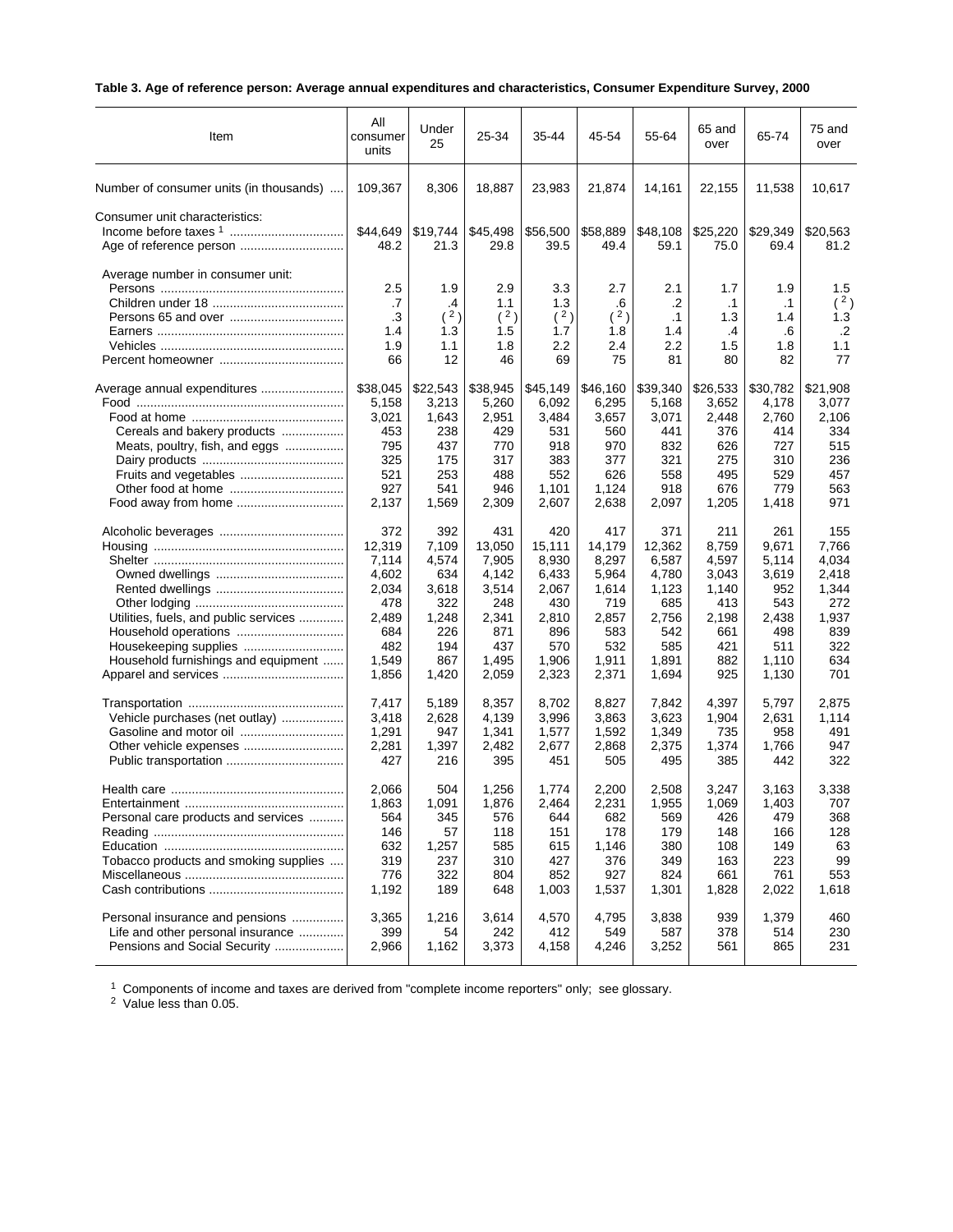**Table 3. Age of reference person: Average annual expenditures and characteristics, Consumer Expenditure Survey, 2000**

| Item | All consumer units | Under 25 | 25-34 | 35-44 | 45-54 | 55-64 | 65 and over | 65-74 | 75 and over |
|---|---|---|---|---|---|---|---|---|---|
| Number of consumer units (in thousands) | 109,367 | 8,306 | 18,887 | 23,983 | 21,874 | 14,161 | 22,155 | 11,538 | 10,617 |
| Consumer unit characteristics: | | | | | | | | | |
| Income before taxes [1] | $44,649 | $19,744 | $45,498 | $56,500 | $58,889 | $48,108 | $25,220 | $29,349 | $20,563 |
| Age of reference person | 48.2 | 21.3 | 29.8 | 39.5 | 49.4 | 59.1 | 75.0 | 69.4 | 81.2 |
| Average number in consumer unit: | | | | | | | | | |
| Persons | 2.5 | 1.9 | 2.9 | 3.3 | 2.7 | 2.1 | 1.7 | 1.9 | 1.5 |
| Children under 18 | .7 | .4 | 1.1 | 1.3 | .6 | .2 | .1 | .1 | ([2]) |
| Persons 65 and over | .3 | ([2]) | ([2]) | ([2]) | ([2]) | .1 | 1.3 | 1.4 | 1.3 |
| Earners | 1.4 | 1.3 | 1.5 | 1.7 | 1.8 | 1.4 | .4 | .6 | .2 |
| Vehicles | 1.9 | 1.1 | 1.8 | 2.2 | 2.4 | 2.2 | 1.5 | 1.8 | 1.1 |
| Percent homeowner | 66 | 12 | 46 | 69 | 75 | 81 | 80 | 82 | 77 |
| Average annual expenditures | $38,045 | $22,543 | $38,945 | $45,149 | $46,160 | $39,340 | $26,533 | $30,782 | $21,908 |
| Food | 5,158 | 3,213 | 5,260 | 6,092 | 6,295 | 5,168 | 3,652 | 4,178 | 3,077 |
| Food at home | 3,021 | 1,643 | 2,951 | 3,484 | 3,657 | 3,071 | 2,448 | 2,760 | 2,106 |
| Cereals and bakery products | 453 | 238 | 429 | 531 | 560 | 441 | 376 | 414 | 334 |
| Meats, poultry, fish, and eggs | 795 | 437 | 770 | 918 | 970 | 832 | 626 | 727 | 515 |
| Dairy products | 325 | 175 | 317 | 383 | 377 | 321 | 275 | 310 | 236 |
| Fruits and vegetables | 521 | 253 | 488 | 552 | 626 | 558 | 495 | 529 | 457 |
| Other food at home | 927 | 541 | 946 | 1,101 | 1,124 | 918 | 676 | 779 | 563 |
| Food away from home | 2,137 | 1,569 | 2,309 | 2,607 | 2,638 | 2,097 | 1,205 | 1,418 | 971 |
| Alcoholic beverages | 372 | 392 | 431 | 420 | 417 | 371 | 211 | 261 | 155 |
| Housing | 12,319 | 7,109 | 13,050 | 15,111 | 14,179 | 12,362 | 8,759 | 9,671 | 7,766 |
| Shelter | 7,114 | 4,574 | 7,905 | 8,930 | 8,297 | 6,587 | 4,597 | 5,114 | 4,034 |
| Owned dwellings | 4,602 | 634 | 4,142 | 6,433 | 5,964 | 4,780 | 3,043 | 3,619 | 2,418 |
| Rented dwellings | 2,034 | 3,618 | 3,514 | 2,067 | 1,614 | 1,123 | 1,140 | 952 | 1,344 |
| Other lodging | 478 | 322 | 248 | 430 | 719 | 685 | 413 | 543 | 272 |
| Utilities, fuels, and public services | 2,489 | 1,248 | 2,341 | 2,810 | 2,857 | 2,756 | 2,198 | 2,438 | 1,937 |
| Household operations | 684 | 226 | 871 | 896 | 583 | 542 | 661 | 498 | 839 |
| Housekeeping supplies | 482 | 194 | 437 | 570 | 532 | 585 | 421 | 511 | 322 |
| Household furnishings and equipment | 1,549 | 867 | 1,495 | 1,906 | 1,911 | 1,891 | 882 | 1,110 | 634 |
| Apparel and services | 1,856 | 1,420 | 2,059 | 2,323 | 2,371 | 1,694 | 925 | 1,130 | 701 |
| Transportation | 7,417 | 5,189 | 8,357 | 8,702 | 8,827 | 7,842 | 4,397 | 5,797 | 2,875 |
| Vehicle purchases (net outlay) | 3,418 | 2,628 | 4,139 | 3,996 | 3,863 | 3,623 | 1,904 | 2,631 | 1,114 |
| Gasoline and motor oil | 1,291 | 947 | 1,341 | 1,577 | 1,592 | 1,349 | 735 | 958 | 491 |
| Other vehicle expenses | 2,281 | 1,397 | 2,482 | 2,677 | 2,868 | 2,375 | 1,374 | 1,766 | 947 |
| Public transportation | 427 | 216 | 395 | 451 | 505 | 495 | 385 | 442 | 322 |
| Health care | 2,066 | 504 | 1,256 | 1,774 | 2,200 | 2,508 | 3,247 | 3,163 | 3,338 |
| Entertainment | 1,863 | 1,091 | 1,876 | 2,464 | 2,231 | 1,955 | 1,069 | 1,403 | 707 |
| Personal care products and services | 564 | 345 | 576 | 644 | 682 | 569 | 426 | 479 | 368 |
| Reading | 146 | 57 | 118 | 151 | 178 | 179 | 148 | 166 | 128 |
| Education | 632 | 1,257 | 585 | 615 | 1,146 | 380 | 108 | 149 | 63 |
| Tobacco products and smoking supplies | 319 | 237 | 310 | 427 | 376 | 349 | 163 | 223 | 99 |
| Miscellaneous | 776 | 322 | 804 | 852 | 927 | 824 | 661 | 761 | 553 |
| Cash contributions | 1,192 | 189 | 648 | 1,003 | 1,537 | 1,301 | 1,828 | 2,022 | 1,618 |
| Personal insurance and pensions | 3,365 | 1,216 | 3,614 | 4,570 | 4,795 | 3,838 | 939 | 1,379 | 460 |
| Life and other personal insurance | 399 | 54 | 242 | 412 | 549 | 587 | 378 | 514 | 230 |
| Pensions and Social Security | 2,966 | 1,162 | 3,373 | 4,158 | 4,246 | 3,252 | 561 | 865 | 231 |

[1] Components of income and taxes are derived from "complete income reporters" only; see glossary.
[2] Value less than 0.05.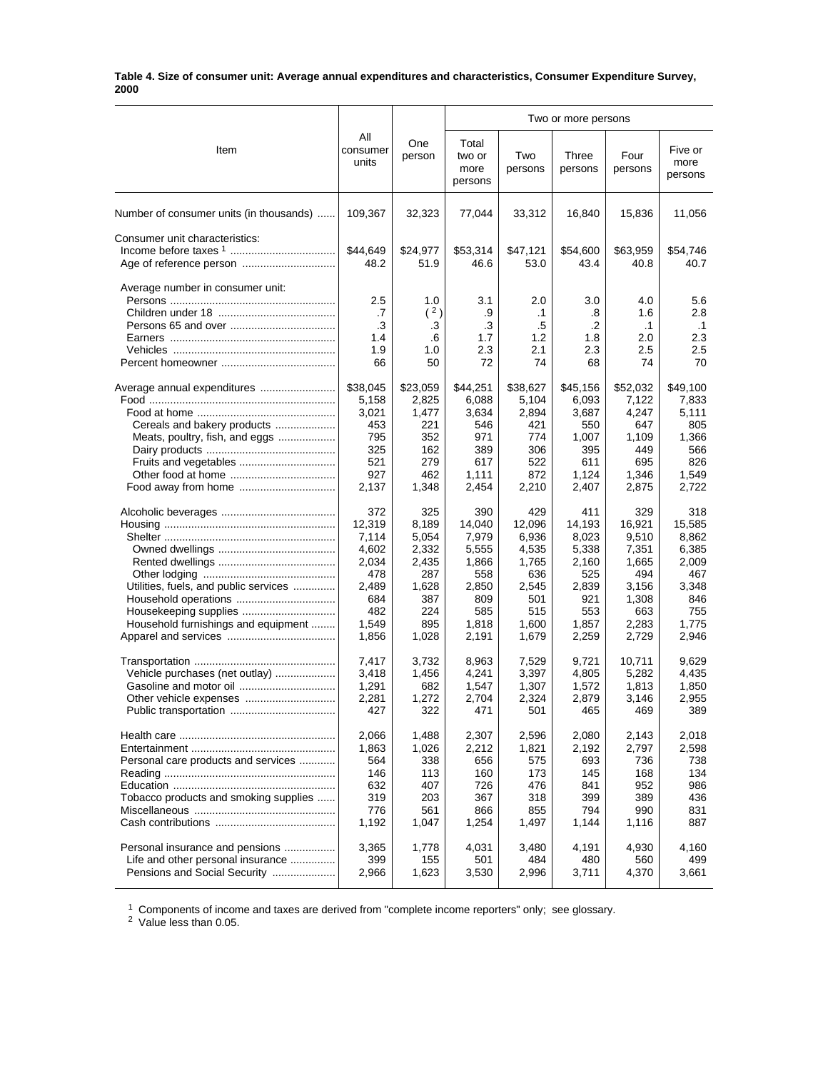**Table 4. Size of consumer unit: Average annual expenditures and characteristics, Consumer Expenditure Survey, 2000**

| Item | All consumer units | One person | Two or more persons | | | | |
|---|---|---|---|---|---|---|---|
| | | | Total two or more persons | Two persons | Three persons | Four persons | Five or more persons |
| Number of consumer units (in thousands) | 109,367 | 32,323 | 77,044 | 33,312 | 16,840 | 15,836 | 11,056 |
| Consumer unit characteristics: | | | | | | | |
| Income before taxes [1] | $44,649 | $24,977 | $53,314 | $47,121 | $54,600 | $63,959 | $54,746 |
| Age of reference person | 48.2 | 51.9 | 46.6 | 53.0 | 43.4 | 40.8 | 40.7 |
| Average number in consumer unit: | | | | | | | |
| Persons | 2.5 | 1.0 | 3.1 | 2.0 | 3.0 | 4.0 | 5.6 |
| Children under 18 | .7 | ( [2] ) | .9 | .1 | .8 | 1.6 | 2.8 |
| Persons 65 and over | .3 | .3 | .3 | .5 | .2 | .1 | .1 |
| Earners | 1.4 | .6 | 1.7 | 1.2 | 1.8 | 2.0 | 2.3 |
| Vehicles | 1.9 | 1.0 | 2.3 | 2.1 | 2.3 | 2.5 | 2.5 |
| Percent homeowner | 66 | 50 | 72 | 74 | 68 | 74 | 70 |
| Average annual expenditures | $38,045 | $23,059 | $44,251 | $38,627 | $45,156 | $52,032 | $49,100 |
| Food | 5,158 | 2,825 | 6,088 | 5,104 | 6,093 | 7,122 | 7,833 |
| Food at home | 3,021 | 1,477 | 3,634 | 2,894 | 3,687 | 4,247 | 5,111 |
| Cereals and bakery products | 453 | 221 | 546 | 421 | 550 | 647 | 805 |
| Meats, poultry, fish, and eggs | 795 | 352 | 971 | 774 | 1,007 | 1,109 | 1,366 |
| Dairy products | 325 | 162 | 389 | 306 | 395 | 449 | 566 |
| Fruits and vegetables | 521 | 279 | 617 | 522 | 611 | 695 | 826 |
| Other food at home | 927 | 462 | 1,111 | 872 | 1,124 | 1,346 | 1,549 |
| Food away from home | 2,137 | 1,348 | 2,454 | 2,210 | 2,407 | 2,875 | 2,722 |
| Alcoholic beverages | 372 | 325 | 390 | 429 | 411 | 329 | 318 |
| Housing | 12,319 | 8,189 | 14,040 | 12,096 | 14,193 | 16,921 | 15,585 |
| Shelter | 7,114 | 5,054 | 7,979 | 6,936 | 8,023 | 9,510 | 8,862 |
| Owned dwellings | 4,602 | 2,332 | 5,555 | 4,535 | 5,338 | 7,351 | 6,385 |
| Rented dwellings | 2,034 | 2,435 | 1,866 | 1,765 | 2,160 | 1,665 | 2,009 |
| Other lodging | 478 | 287 | 558 | 636 | 525 | 494 | 467 |
| Utilities, fuels, and public services | 2,489 | 1,628 | 2,850 | 2,545 | 2,839 | 3,156 | 3,348 |
| Household operations | 684 | 387 | 809 | 501 | 921 | 1,308 | 846 |
| Housekeeping supplies | 482 | 224 | 585 | 515 | 553 | 663 | 755 |
| Household furnishings and equipment | 1,549 | 895 | 1,818 | 1,600 | 1,857 | 2,283 | 1,775 |
| Apparel and services | 1,856 | 1,028 | 2,191 | 1,679 | 2,259 | 2,729 | 2,946 |
| Transportation | 7,417 | 3,732 | 8,963 | 7,529 | 9,721 | 10,711 | 9,629 |
| Vehicle purchases (net outlay) | 3,418 | 1,456 | 4,241 | 3,397 | 4,805 | 5,282 | 4,435 |
| Gasoline and motor oil | 1,291 | 682 | 1,547 | 1,307 | 1,572 | 1,813 | 1,850 |
| Other vehicle expenses | 2,281 | 1,272 | 2,704 | 2,324 | 2,879 | 3,146 | 2,955 |
| Public transportation | 427 | 322 | 471 | 501 | 465 | 469 | 389 |
| Health care | 2,066 | 1,488 | 2,307 | 2,596 | 2,080 | 2,143 | 2,018 |
| Entertainment | 1,863 | 1,026 | 2,212 | 1,821 | 2,192 | 2,797 | 2,598 |
| Personal care products and services | 564 | 338 | 656 | 575 | 693 | 736 | 738 |
| Reading | 146 | 113 | 160 | 173 | 145 | 168 | 134 |
| Education | 632 | 407 | 726 | 476 | 841 | 952 | 986 |
| Tobacco products and smoking supplies | 319 | 203 | 367 | 318 | 399 | 389 | 436 |
| Miscellaneous | 776 | 561 | 866 | 855 | 794 | 990 | 831 |
| Cash contributions | 1,192 | 1,047 | 1,254 | 1,497 | 1,144 | 1,116 | 887 |
| Personal insurance and pensions | 3,365 | 1,778 | 4,031 | 3,480 | 4,191 | 4,930 | 4,160 |
| Life and other personal insurance | 399 | 155 | 501 | 484 | 480 | 560 | 499 |
| Pensions and Social Security | 2,966 | 1,623 | 3,530 | 2,996 | 3,711 | 4,370 | 3,661 |

[1] Components of income and taxes are derived from "complete income reporters" only; see glossary.
[2] Value less than 0.05.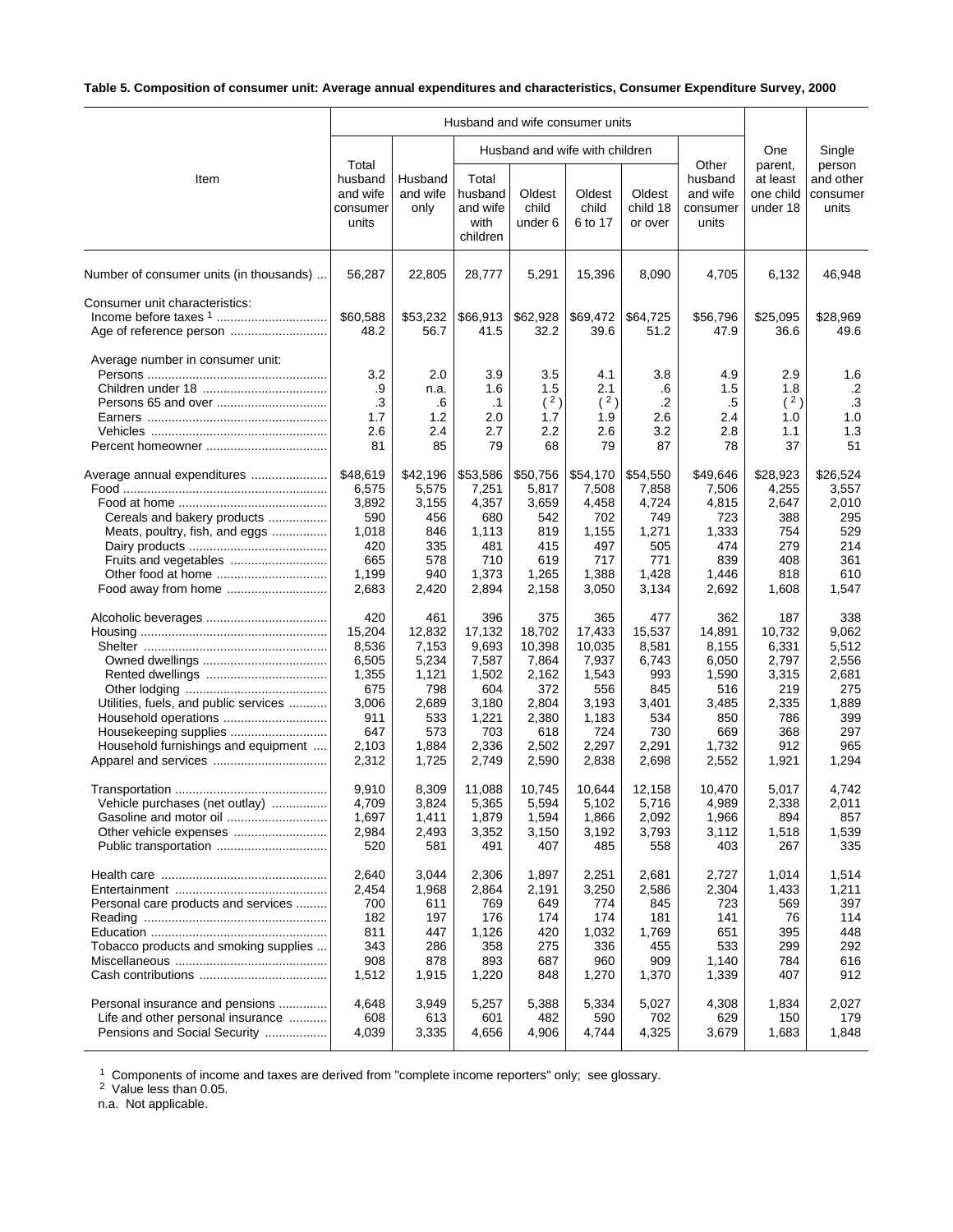**Table 5. Composition of consumer unit: Average annual expenditures and characteristics, Consumer Expenditure Survey, 2000**

| Item | Husband and wife consumer units | | | | | | | One parent, at least one child under 18 | Single person and other consumer units |
|---|---|---|---|---|---|---|---|---|---|
| | Total husband and wife consumer units | Husband and wife only | Husband and wife with children | | | | Other husband and wife consumer units | | |
| | | | Total husband and wife with children | Oldest child under 6 | Oldest child 6 to 17 | Oldest child 18 or over | | | |
| Number of consumer units (in thousands) | 56,287 | 22,805 | 28,777 | 5,291 | 15,396 | 8,090 | 4,705 | 6,132 | 46,948 |
| Consumer unit characteristics: | | | | | | | | | |
| Income before taxes [1] | $60,588 | $53,232 | $66,913 | $62,928 | $69,472 | $64,725 | $56,796 | $25,095 | $28,969 |
| Age of reference person | 48.2 | 56.7 | 41.5 | 32.2 | 39.6 | 51.2 | 47.9 | 36.6 | 49.6 |
| Average number in consumer unit: | | | | | | | | | |
| Persons | 3.2 | 2.0 | 3.9 | 3.5 | 4.1 | 3.8 | 4.9 | 2.9 | 1.6 |
| Children under 18 | .9 | n.a. | 1.6 | 1.5 | 2.1 | .6 | 1.5 | 1.8 | .2 |
| Persons 65 and over | .3 | .6 | .1 | ([2]) | ([2]) | .2 | .5 | ([2]) | .3 |
| Earners | 1.7 | 1.2 | 2.0 | 1.7 | 1.9 | 2.6 | 2.4 | 1.0 | 1.0 |
| Vehicles | 2.6 | 2.4 | 2.7 | 2.2 | 2.6 | 3.2 | 2.8 | 1.1 | 1.3 |
| Percent homeowner | 81 | 85 | 79 | 68 | 79 | 87 | 78 | 37 | 51 |
| Average annual expenditures | $48,619 | $42,196 | $53,586 | $50,756 | $54,170 | $54,550 | $49,646 | $28,923 | $26,524 |
| Food | 6,575 | 5,575 | 7,251 | 5,817 | 7,508 | 7,858 | 7,506 | 4,255 | 3,557 |
| Food at home | 3,892 | 3,155 | 4,357 | 3,659 | 4,458 | 4,724 | 4,815 | 2,647 | 2,010 |
| Cereals and bakery products | 590 | 456 | 680 | 542 | 702 | 749 | 723 | 388 | 295 |
| Meats, poultry, fish, and eggs | 1,018 | 846 | 1,113 | 819 | 1,155 | 1,271 | 1,333 | 754 | 529 |
| Dairy products | 420 | 335 | 481 | 415 | 497 | 505 | 474 | 279 | 214 |
| Fruits and vegetables | 665 | 578 | 710 | 619 | 717 | 771 | 839 | 408 | 361 |
| Other food at home | 1,199 | 940 | 1,373 | 1,265 | 1,388 | 1,428 | 1,446 | 818 | 610 |
| Food away from home | 2,683 | 2,420 | 2,894 | 2,158 | 3,050 | 3,134 | 2,692 | 1,608 | 1,547 |
| Alcoholic beverages | 420 | 461 | 396 | 375 | 365 | 477 | 362 | 187 | 338 |
| Housing | 15,204 | 12,832 | 17,132 | 18,702 | 17,433 | 15,537 | 14,891 | 10,732 | 9,062 |
| Shelter | 8,536 | 7,153 | 9,693 | 10,398 | 10,035 | 8,581 | 8,155 | 6,331 | 5,512 |
| Owned dwellings | 6,505 | 5,234 | 7,587 | 7,864 | 7,937 | 6,743 | 6,050 | 2,797 | 2,556 |
| Rented dwellings | 1,355 | 1,121 | 1,502 | 2,162 | 1,543 | 993 | 1,590 | 3,315 | 2,681 |
| Other lodging | 675 | 798 | 604 | 372 | 556 | 845 | 516 | 219 | 275 |
| Utilities, fuels, and public services | 3,006 | 2,689 | 3,180 | 2,804 | 3,193 | 3,401 | 3,485 | 2,335 | 1,889 |
| Household operations | 911 | 533 | 1,221 | 2,380 | 1,183 | 534 | 850 | 786 | 399 |
| Housekeeping supplies | 647 | 573 | 703 | 618 | 724 | 730 | 669 | 368 | 297 |
| Household furnishings and equipment | 2,103 | 1,884 | 2,336 | 2,502 | 2,297 | 2,291 | 1,732 | 912 | 965 |
| Apparel and services | 2,312 | 1,725 | 2,749 | 2,590 | 2,838 | 2,698 | 2,552 | 1,921 | 1,294 |
| Transportation | 9,910 | 8,309 | 11,088 | 10,745 | 10,644 | 12,158 | 10,470 | 5,017 | 4,742 |
| Vehicle purchases (net outlay) | 4,709 | 3,824 | 5,365 | 5,594 | 5,102 | 5,716 | 4,989 | 2,338 | 2,011 |
| Gasoline and motor oil | 1,697 | 1,411 | 1,879 | 1,594 | 1,866 | 2,092 | 1,966 | 894 | 857 |
| Other vehicle expenses | 2,984 | 2,493 | 3,352 | 3,150 | 3,192 | 3,793 | 3,112 | 1,518 | 1,539 |
| Public transportation | 520 | 581 | 491 | 407 | 485 | 558 | 403 | 267 | 335 |
| Health care | 2,640 | 3,044 | 2,306 | 1,897 | 2,251 | 2,681 | 2,727 | 1,014 | 1,514 |
| Entertainment | 2,454 | 1,968 | 2,864 | 2,191 | 3,250 | 2,586 | 2,304 | 1,433 | 1,211 |
| Personal care products and services | 700 | 611 | 769 | 649 | 774 | 845 | 723 | 569 | 397 |
| Reading | 182 | 197 | 176 | 174 | 174 | 181 | 141 | 76 | 114 |
| Education | 811 | 447 | 1,126 | 420 | 1,032 | 1,769 | 651 | 395 | 448 |
| Tobacco products and smoking supplies | 343 | 286 | 358 | 275 | 336 | 455 | 533 | 299 | 292 |
| Miscellaneous | 908 | 878 | 893 | 687 | 960 | 909 | 1,140 | 784 | 616 |
| Cash contributions | 1,512 | 1,915 | 1,220 | 848 | 1,270 | 1,370 | 1,339 | 407 | 912 |
| Personal insurance and pensions | 4,648 | 3,949 | 5,257 | 5,388 | 5,334 | 5,027 | 4,308 | 1,834 | 2,027 |
| Life and other personal insurance | 608 | 613 | 601 | 482 | 590 | 702 | 629 | 150 | 179 |
| Pensions and Social Security | 4,039 | 3,335 | 4,656 | 4,906 | 4,744 | 4,325 | 3,679 | 1,683 | 1,848 |

[1] Components of income and taxes are derived from "complete income reporters" only; see glossary.
[2] Value less than 0.05.
n.a. Not applicable.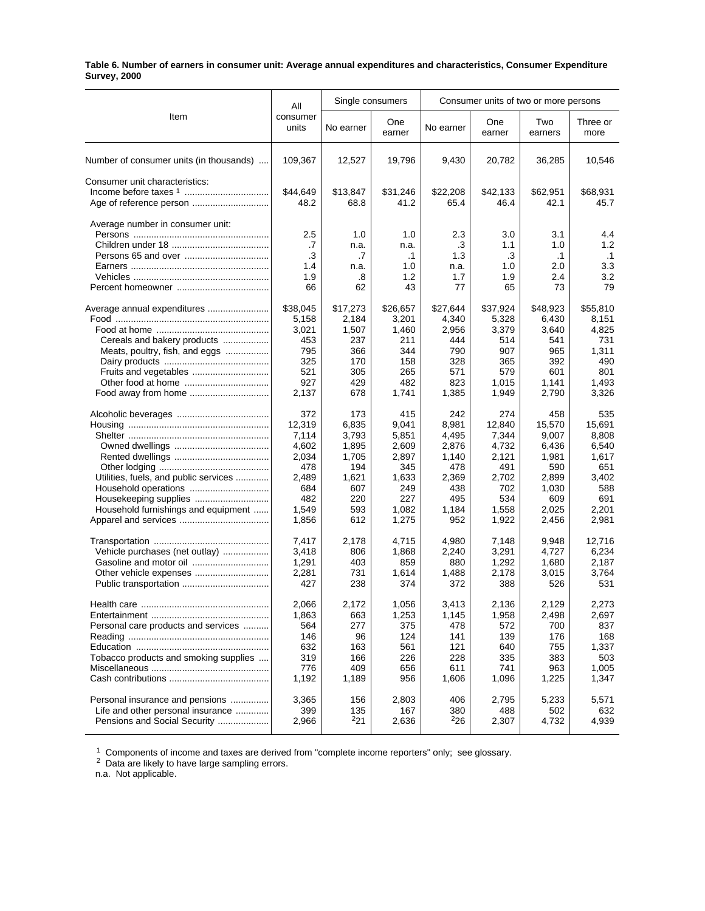**Table 6. Number of earners in consumer unit: Average annual expenditures and characteristics, Consumer Expenditure Survey, 2000**

| Item | All consumer units | Single consumers | | Consumer units of two or more persons | | | |
|---|---|---|---|---|---|---|---|
| | | No earner | One earner | No earner | One earner | Two earners | Three or more |
| Number of consumer units (in thousands) | 109,367 | 12,527 | 19,796 | 9,430 | 20,782 | 36,285 | 10,546 |
| Consumer unit characteristics: | | | | | | | |
| Income before taxes [1] | $44,649 | $13,847 | $31,246 | $22,208 | $42,133 | $62,951 | $68,931 |
| Age of reference person | 48.2 | 68.8 | 41.2 | 65.4 | 46.4 | 42.1 | 45.7 |
| Average number in consumer unit: | | | | | | | |
| Persons | 2.5 | 1.0 | 1.0 | 2.3 | 3.0 | 3.1 | 4.4 |
| Children under 18 | .7 | n.a. | n.a. | .3 | 1.1 | 1.0 | 1.2 |
| Persons 65 and over | .3 | .7 | .1 | 1.3 | .3 | .1 | .1 |
| Earners | 1.4 | n.a. | 1.0 | n.a. | 1.0 | 2.0 | 3.3 |
| Vehicles | 1.9 | .8 | 1.2 | 1.7 | 1.9 | 2.4 | 3.2 |
| Percent homeowner | 66 | 62 | 43 | 77 | 65 | 73 | 79 |
| Average annual expenditures | $38,045 | $17,273 | $26,657 | $27,644 | $37,924 | $48,923 | $55,810 |
| Food | 5,158 | 2,184 | 3,201 | 4,340 | 5,328 | 6,430 | 8,151 |
| Food at home | 3,021 | 1,507 | 1,460 | 2,956 | 3,379 | 3,640 | 4,825 |
| Cereals and bakery products | 453 | 237 | 211 | 444 | 514 | 541 | 731 |
| Meats, poultry, fish, and eggs | 795 | 366 | 344 | 790 | 907 | 965 | 1,311 |
| Dairy products | 325 | 170 | 158 | 328 | 365 | 392 | 490 |
| Fruits and vegetables | 521 | 305 | 265 | 571 | 579 | 601 | 801 |
| Other food at home | 927 | 429 | 482 | 823 | 1,015 | 1,141 | 1,493 |
| Food away from home | 2,137 | 678 | 1,741 | 1,385 | 1,949 | 2,790 | 3,326 |
| Alcoholic beverages | 372 | 173 | 415 | 242 | 274 | 458 | 535 |
| Housing | 12,319 | 6,835 | 9,041 | 8,981 | 12,840 | 15,570 | 15,691 |
| Shelter | 7,114 | 3,793 | 5,851 | 4,495 | 7,344 | 9,007 | 8,808 |
| Owned dwellings | 4,602 | 1,895 | 2,609 | 2,876 | 4,732 | 6,436 | 6,540 |
| Rented dwellings | 2,034 | 1,705 | 2,897 | 1,140 | 2,121 | 1,981 | 1,617 |
| Other lodging | 478 | 194 | 345 | 478 | 491 | 590 | 651 |
| Utilities, fuels, and public services | 2,489 | 1,621 | 1,633 | 2,369 | 2,702 | 2,899 | 3,402 |
| Household operations | 684 | 607 | 249 | 438 | 702 | 1,030 | 588 |
| Housekeeping supplies | 482 | 220 | 227 | 495 | 534 | 609 | 691 |
| Household furnishings and equipment | 1,549 | 593 | 1,082 | 1,184 | 1,558 | 2,025 | 2,201 |
| Apparel and services | 1,856 | 612 | 1,275 | 952 | 1,922 | 2,456 | 2,981 |
| Transportation | 7,417 | 2,178 | 4,715 | 4,980 | 7,148 | 9,948 | 12,716 |
| Vehicle purchases (net outlay) | 3,418 | 806 | 1,868 | 2,240 | 3,291 | 4,727 | 6,234 |
| Gasoline and motor oil | 1,291 | 403 | 859 | 880 | 1,292 | 1,680 | 2,187 |
| Other vehicle expenses | 2,281 | 731 | 1,614 | 1,488 | 2,178 | 3,015 | 3,764 |
| Public transportation | 427 | 238 | 374 | 372 | 388 | 526 | 531 |
| Health care | 2,066 | 2,172 | 1,056 | 3,413 | 2,136 | 2,129 | 2,273 |
| Entertainment | 1,863 | 663 | 1,253 | 1,145 | 1,958 | 2,498 | 2,697 |
| Personal care products and services | 564 | 277 | 375 | 478 | 572 | 700 | 837 |
| Reading | 146 | 96 | 124 | 141 | 139 | 176 | 168 |
| Education | 632 | 163 | 561 | 121 | 640 | 755 | 1,337 |
| Tobacco products and smoking supplies | 319 | 166 | 226 | 228 | 335 | 383 | 503 |
| Miscellaneous | 776 | 409 | 656 | 611 | 741 | 963 | 1,005 |
| Cash contributions | 1,192 | 1,189 | 956 | 1,606 | 1,096 | 1,225 | 1,347 |
| Personal insurance and pensions | 3,365 | 156 | 2,803 | 406 | 2,795 | 5,233 | 5,571 |
| Life and other personal insurance | 399 | 135 | 167 | 380 | 488 | 502 | 632 |
| Pensions and Social Security | 2,966 | [2]21 | 2,636 | [2]26 | 2,307 | 4,732 | 4,939 |

[1] Components of income and taxes are derived from "complete income reporters" only; see glossary.
[2] Data are likely to have large sampling errors.
n.a. Not applicable.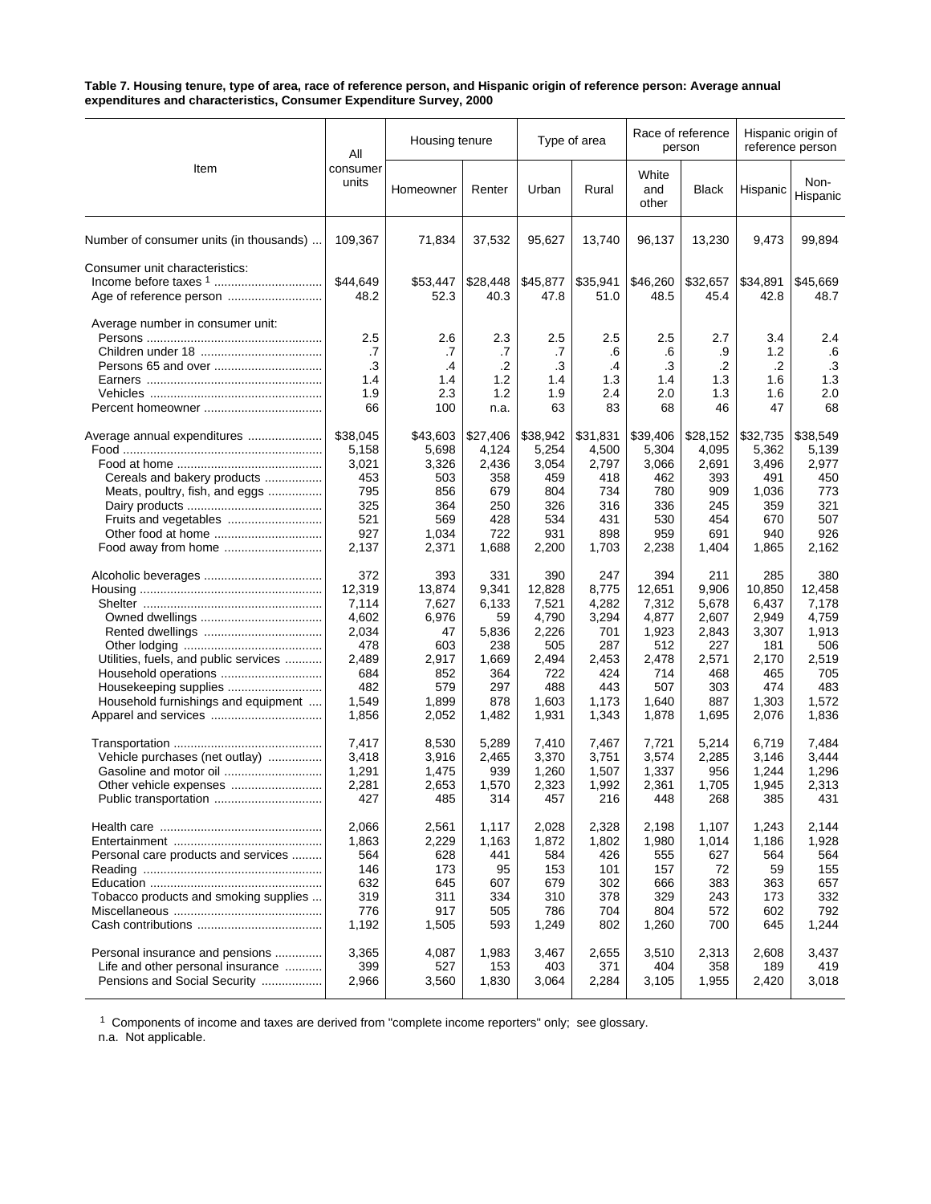**Table 7. Housing tenure, type of area, race of reference person, and Hispanic origin of reference person: Average annual expenditures and characteristics, Consumer Expenditure Survey, 2000**

| Item | All consumer units | Housing tenure | | Type of area | | Race of reference person | | Hispanic origin of reference person | |
|---|---|---|---|---|---|---|---|---|---|
| | | Homeowner | Renter | Urban | Rural | White and other | Black | Hispanic | Non-Hispanic |
| Number of consumer units (in thousands) | 109,367 | 71,834 | 37,532 | 95,627 | 13,740 | 96,137 | 13,230 | 9,473 | 99,894 |
| Consumer unit characteristics: | | | | | | | | | |
| Income before taxes [1] | $44,649 | $53,447 | $28,448 | $45,877 | $35,941 | $46,260 | $32,657 | $34,891 | $45,669 |
| Age of reference person | 48.2 | 52.3 | 40.3 | 47.8 | 51.0 | 48.5 | 45.4 | 42.8 | 48.7 |
| Average number in consumer unit: | | | | | | | | | |
| Persons | 2.5 | 2.6 | 2.3 | 2.5 | 2.5 | 2.5 | 2.7 | 3.4 | 2.4 |
| Children under 18 | .7 | .7 | .7 | .7 | .6 | .6 | .9 | 1.2 | .6 |
| Persons 65 and over | .3 | .4 | .2 | .3 | .4 | .3 | .2 | .2 | .3 |
| Earners | 1.4 | 1.4 | 1.2 | 1.4 | 1.3 | 1.4 | 1.3 | 1.6 | 1.3 |
| Vehicles | 1.9 | 2.3 | 1.2 | 1.9 | 2.4 | 2.0 | 1.3 | 1.6 | 2.0 |
| Percent homeowner | 66 | 100 | n.a. | 63 | 83 | 68 | 46 | 47 | 68 |
| Average annual expenditures | $38,045 | $43,603 | $27,406 | $38,942 | $31,831 | $39,406 | $28,152 | $32,735 | $38,549 |
| Food | 5,158 | 5,698 | 4,124 | 5,254 | 4,500 | 5,304 | 4,095 | 5,362 | 5,139 |
| Food at home | 3,021 | 3,326 | 2,436 | 3,054 | 2,797 | 3,066 | 2,691 | 3,496 | 2,977 |
| Cereals and bakery products | 453 | 503 | 358 | 459 | 418 | 462 | 393 | 491 | 450 |
| Meats, poultry, fish, and eggs | 795 | 856 | 679 | 804 | 734 | 780 | 909 | 1,036 | 773 |
| Dairy products | 325 | 364 | 250 | 326 | 316 | 336 | 245 | 359 | 321 |
| Fruits and vegetables | 521 | 569 | 428 | 534 | 431 | 530 | 454 | 670 | 507 |
| Other food at home | 927 | 1,034 | 722 | 931 | 898 | 959 | 691 | 940 | 926 |
| Food away from home | 2,137 | 2,371 | 1,688 | 2,200 | 1,703 | 2,238 | 1,404 | 1,865 | 2,162 |
| Alcoholic beverages | 372 | 393 | 331 | 390 | 247 | 394 | 211 | 285 | 380 |
| Housing | 12,319 | 13,874 | 9,341 | 12,828 | 8,775 | 12,651 | 9,906 | 10,850 | 12,458 |
| Shelter | 7,114 | 7,627 | 6,133 | 7,521 | 4,282 | 7,312 | 5,678 | 6,437 | 7,178 |
| Owned dwellings | 4,602 | 6,976 | 59 | 4,790 | 3,294 | 4,877 | 2,607 | 2,949 | 4,759 |
| Rented dwellings | 2,034 | 47 | 5,836 | 2,226 | 701 | 1,923 | 2,843 | 3,307 | 1,913 |
| Other lodging | 478 | 603 | 238 | 505 | 287 | 512 | 227 | 181 | 506 |
| Utilities, fuels, and public services | 2,489 | 2,917 | 1,669 | 2,494 | 2,453 | 2,478 | 2,571 | 2,170 | 2,519 |
| Household operations | 684 | 852 | 364 | 722 | 424 | 714 | 468 | 465 | 705 |
| Housekeeping supplies | 482 | 579 | 297 | 488 | 443 | 507 | 303 | 474 | 483 |
| Household furnishings and equipment | 1,549 | 1,899 | 878 | 1,603 | 1,173 | 1,640 | 887 | 1,303 | 1,572 |
| Apparel and services | 1,856 | 2,052 | 1,482 | 1,931 | 1,343 | 1,878 | 1,695 | 2,076 | 1,836 |
| Transportation | 7,417 | 8,530 | 5,289 | 7,410 | 7,467 | 7,721 | 5,214 | 6,719 | 7,484 |
| Vehicle purchases (net outlay) | 3,418 | 3,916 | 2,465 | 3,370 | 3,751 | 3,574 | 2,285 | 3,146 | 3,444 |
| Gasoline and motor oil | 1,291 | 1,475 | 939 | 1,260 | 1,507 | 1,337 | 956 | 1,244 | 1,296 |
| Other vehicle expenses | 2,281 | 2,653 | 1,570 | 2,323 | 1,992 | 2,361 | 1,705 | 1,945 | 2,313 |
| Public transportation | 427 | 485 | 314 | 457 | 216 | 448 | 268 | 385 | 431 |
| Health care | 2,066 | 2,561 | 1,117 | 2,028 | 2,328 | 2,198 | 1,107 | 1,243 | 2,144 |
| Entertainment | 1,863 | 2,229 | 1,163 | 1,872 | 1,802 | 1,980 | 1,014 | 1,186 | 1,928 |
| Personal care products and services | 564 | 628 | 441 | 584 | 426 | 555 | 627 | 564 | 564 |
| Reading | 146 | 173 | 95 | 153 | 101 | 157 | 72 | 59 | 155 |
| Education | 632 | 645 | 607 | 679 | 302 | 666 | 383 | 363 | 657 |
| Tobacco products and smoking supplies | 319 | 311 | 334 | 310 | 378 | 329 | 243 | 173 | 332 |
| Miscellaneous | 776 | 917 | 505 | 786 | 704 | 804 | 572 | 602 | 792 |
| Cash contributions | 1,192 | 1,505 | 593 | 1,249 | 802 | 1,260 | 700 | 645 | 1,244 |
| Personal insurance and pensions | 3,365 | 4,087 | 1,983 | 3,467 | 2,655 | 3,510 | 2,313 | 2,608 | 3,437 |
| Life and other personal insurance | 399 | 527 | 153 | 403 | 371 | 404 | 358 | 189 | 419 |
| Pensions and Social Security | 2,966 | 3,560 | 1,830 | 3,064 | 2,284 | 3,105 | 1,955 | 2,420 | 3,018 |

[1] Components of income and taxes are derived from "complete income reporters" only; see glossary.

n.a. Not applicable.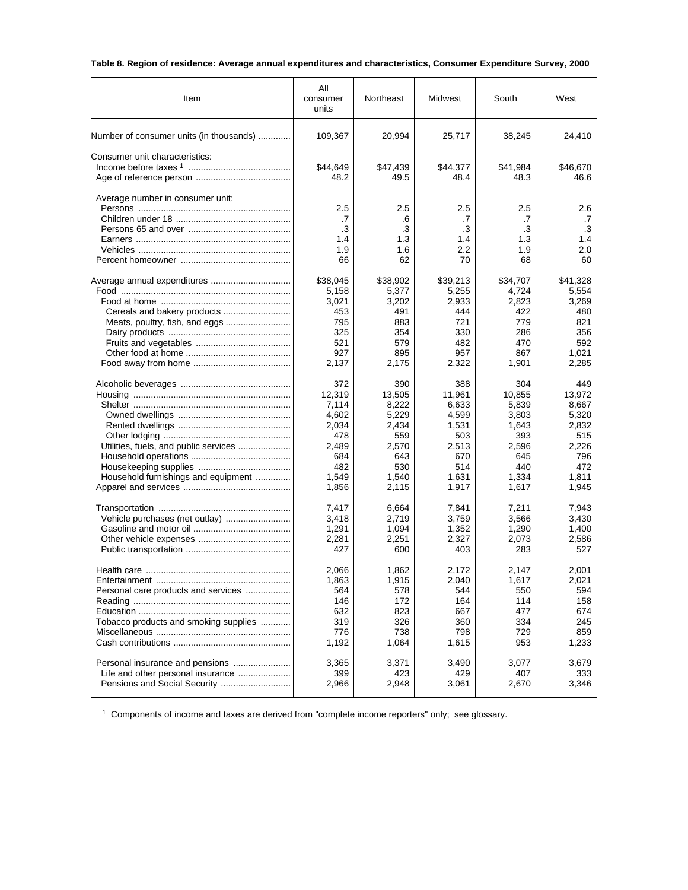**Table 8. Region of residence: Average annual expenditures and characteristics, Consumer Expenditure Survey, 2000**

| Item | All consumer units | Northeast | Midwest | South | West |
|---|---|---|---|---|---|
| Number of consumer units (in thousands) | 109,367 | 20,994 | 25,717 | 38,245 | 24,410 |
| Consumer unit characteristics: | | | | | |
| Income before taxes [1] | $44,649 | $47,439 | $44,377 | $41,984 | $46,670 |
| Age of reference person | 48.2 | 49.5 | 48.4 | 48.3 | 46.6 |
| Average number in consumer unit: | | | | | |
| Persons | 2.5 | 2.5 | 2.5 | 2.5 | 2.6 |
| Children under 18 | .7 | .6 | .7 | .7 | .7 |
| Persons 65 and over | .3 | .3 | .3 | .3 | .3 |
| Earners | 1.4 | 1.3 | 1.4 | 1.3 | 1.4 |
| Vehicles | 1.9 | 1.6 | 2.2 | 1.9 | 2.0 |
| Percent homeowner | 66 | 62 | 70 | 68 | 60 |
| Average annual expenditures | $38,045 | $38,902 | $39,213 | $34,707 | $41,328 |
| Food | 5,158 | 5,377 | 5,255 | 4,724 | 5,554 |
| Food at home | 3,021 | 3,202 | 2,933 | 2,823 | 3,269 |
| Cereals and bakery products | 453 | 491 | 444 | 422 | 480 |
| Meats, poultry, fish, and eggs | 795 | 883 | 721 | 779 | 821 |
| Dairy products | 325 | 354 | 330 | 286 | 356 |
| Fruits and vegetables | 521 | 579 | 482 | 470 | 592 |
| Other food at home | 927 | 895 | 957 | 867 | 1,021 |
| Food away from home | 2,137 | 2,175 | 2,322 | 1,901 | 2,285 |
| Alcoholic beverages | 372 | 390 | 388 | 304 | 449 |
| Housing | 12,319 | 13,505 | 11,961 | 10,855 | 13,972 |
| Shelter | 7,114 | 8,222 | 6,633 | 5,839 | 8,667 |
| Owned dwellings | 4,602 | 5,229 | 4,599 | 3,803 | 5,320 |
| Rented dwellings | 2,034 | 2,434 | 1,531 | 1,643 | 2,832 |
| Other lodging | 478 | 559 | 503 | 393 | 515 |
| Utilities, fuels, and public services | 2,489 | 2,570 | 2,513 | 2,596 | 2,226 |
| Household operations | 684 | 643 | 670 | 645 | 796 |
| Housekeeping supplies | 482 | 530 | 514 | 440 | 472 |
| Household furnishings and equipment | 1,549 | 1,540 | 1,631 | 1,334 | 1,811 |
| Apparel and services | 1,856 | 2,115 | 1,917 | 1,617 | 1,945 |
| Transportation | 7,417 | 6,664 | 7,841 | 7,211 | 7,943 |
| Vehicle purchases (net outlay) | 3,418 | 2,719 | 3,759 | 3,566 | 3,430 |
| Gasoline and motor oil | 1,291 | 1,094 | 1,352 | 1,290 | 1,400 |
| Other vehicle expenses | 2,281 | 2,251 | 2,327 | 2,073 | 2,586 |
| Public transportation | 427 | 600 | 403 | 283 | 527 |
| Health care | 2,066 | 1,862 | 2,172 | 2,147 | 2,001 |
| Entertainment | 1,863 | 1,915 | 2,040 | 1,617 | 2,021 |
| Personal care products and services | 564 | 578 | 544 | 550 | 594 |
| Reading | 146 | 172 | 164 | 114 | 158 |
| Education | 632 | 823 | 667 | 477 | 674 |
| Tobacco products and smoking supplies | 319 | 326 | 360 | 334 | 245 |
| Miscellaneous | 776 | 738 | 798 | 729 | 859 |
| Cash contributions | 1,192 | 1,064 | 1,615 | 953 | 1,233 |
| Personal insurance and pensions | 3,365 | 3,371 | 3,490 | 3,077 | 3,679 |
| Life and other personal insurance | 399 | 423 | 429 | 407 | 333 |
| Pensions and Social Security | 2,966 | 2,948 | 3,061 | 2,670 | 3,346 |

[1] Components of income and taxes are derived from "complete income reporters" only; see glossary.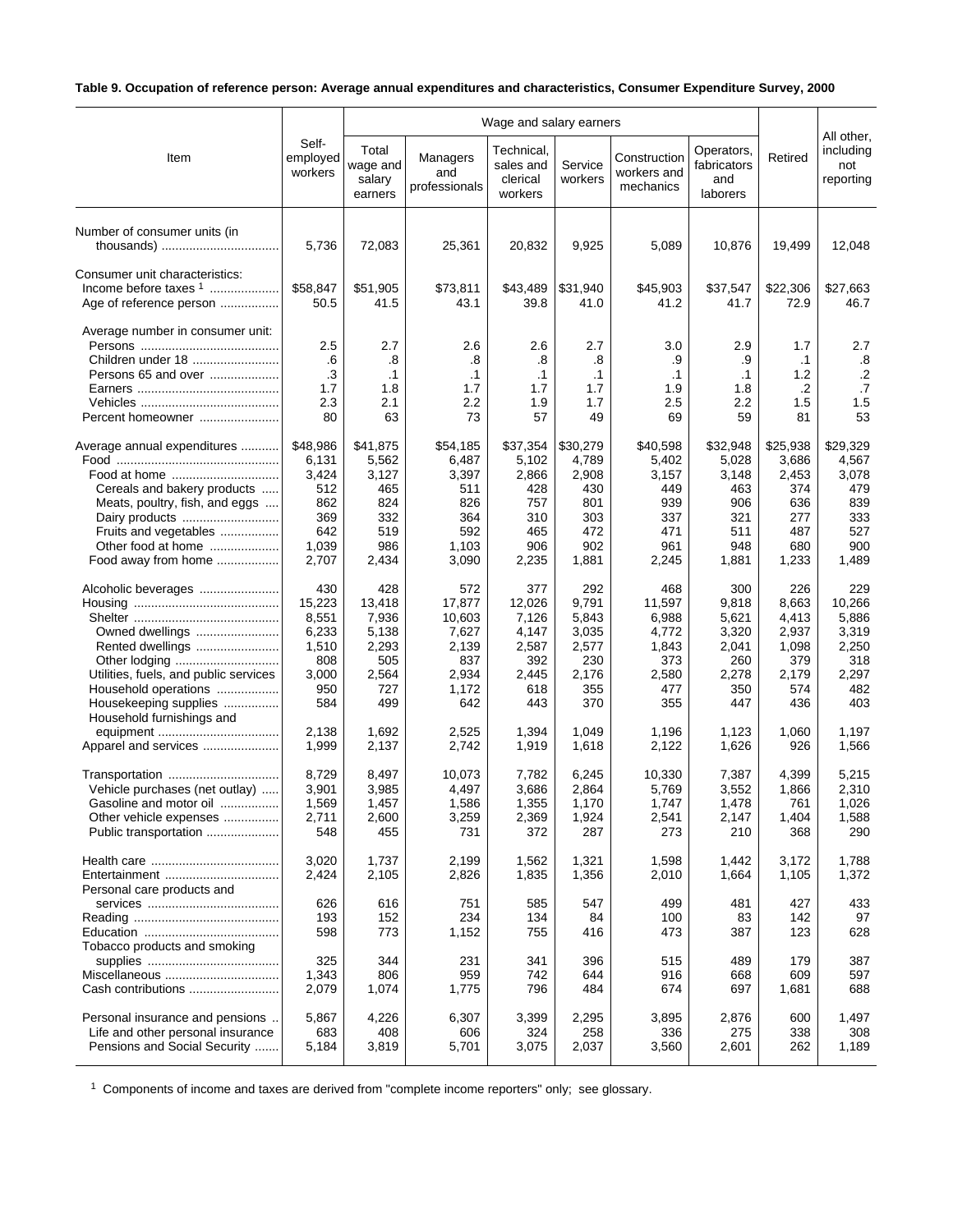**Table 9. Occupation of reference person: Average annual expenditures and characteristics, Consumer Expenditure Survey, 2000**

| Item | Self-employed workers | Wage and salary earners | | | | | | Retired | All other, including not reporting |
|---|---|---|---|---|---|---|---|---|---|
| | | Total wage and salary earners | Managers and professionals | Technical, sales and clerical workers | Service workers | Construction workers and mechanics | Operators, fabricators and laborers | | |
| Number of consumer units (in thousands) | 5,736 | 72,083 | 25,361 | 20,832 | 9,925 | 5,089 | 10,876 | 19,499 | 12,048 |
| Consumer unit characteristics: | | | | | | | | | |
| Income before taxes [1] | $58,847 | $51,905 | $73,811 | $43,489 | $31,940 | $45,903 | $37,547 | $22,306 | $27,663 |
| Age of reference person | 50.5 | 41.5 | 43.1 | 39.8 | 41.0 | 41.2 | 41.7 | 72.9 | 46.7 |
| Average number in consumer unit: | | | | | | | | | |
| Persons | 2.5 | 2.7 | 2.6 | 2.6 | 2.7 | 3.0 | 2.9 | 1.7 | 2.7 |
| Children under 18 | .6 | .8 | .8 | .8 | .8 | .9 | .9 | .1 | .8 |
| Persons 65 and over | .3 | .1 | .1 | .1 | .1 | .1 | .1 | 1.2 | .2 |
| Earners | 1.7 | 1.8 | 1.7 | 1.7 | 1.7 | 1.9 | 1.8 | .2 | .7 |
| Vehicles | 2.3 | 2.1 | 2.2 | 1.9 | 1.7 | 2.5 | 2.2 | 1.5 | 1.5 |
| Percent homeowner | 80 | 63 | 73 | 57 | 49 | 69 | 59 | 81 | 53 |
| Average annual expenditures | $48,986 | $41,875 | $54,185 | $37,354 | $30,279 | $40,598 | $32,948 | $25,938 | $29,329 |
| Food | 6,131 | 5,562 | 6,487 | 5,102 | 4,789 | 5,402 | 5,028 | 3,686 | 4,567 |
| Food at home | 3,424 | 3,127 | 3,397 | 2,866 | 2,908 | 3,157 | 3,148 | 2,453 | 3,078 |
| Cereals and bakery products | 512 | 465 | 511 | 428 | 430 | 449 | 463 | 374 | 479 |
| Meats, poultry, fish, and eggs | 862 | 824 | 826 | 757 | 801 | 939 | 906 | 636 | 839 |
| Dairy products | 369 | 332 | 364 | 310 | 303 | 337 | 321 | 277 | 333 |
| Fruits and vegetables | 642 | 519 | 592 | 465 | 472 | 471 | 511 | 487 | 527 |
| Other food at home | 1,039 | 986 | 1,103 | 906 | 902 | 961 | 948 | 680 | 900 |
| Food away from home | 2,707 | 2,434 | 3,090 | 2,235 | 1,881 | 2,245 | 1,881 | 1,233 | 1,489 |
| Alcoholic beverages | 430 | 428 | 572 | 377 | 292 | 468 | 300 | 226 | 229 |
| Housing | 15,223 | 13,418 | 17,877 | 12,026 | 9,791 | 11,597 | 9,818 | 8,663 | 10,266 |
| Shelter | 8,551 | 7,936 | 10,603 | 7,126 | 5,843 | 6,988 | 5,621 | 4,413 | 5,886 |
| Owned dwellings | 6,233 | 5,138 | 7,627 | 4,147 | 3,035 | 4,772 | 3,320 | 2,937 | 3,319 |
| Rented dwellings | 1,510 | 2,293 | 2,139 | 2,587 | 2,577 | 1,843 | 2,041 | 1,098 | 2,250 |
| Other lodging | 808 | 505 | 837 | 392 | 230 | 373 | 260 | 379 | 318 |
| Utilities, fuels, and public services | 3,000 | 2,564 | 2,934 | 2,445 | 2,176 | 2,580 | 2,278 | 2,179 | 2,297 |
| Household operations | 950 | 727 | 1,172 | 618 | 355 | 477 | 350 | 574 | 482 |
| Housekeeping supplies | 584 | 499 | 642 | 443 | 370 | 355 | 447 | 436 | 403 |
| Household furnishings and equipment | 2,138 | 1,692 | 2,525 | 1,394 | 1,049 | 1,196 | 1,123 | 1,060 | 1,197 |
| Apparel and services | 1,999 | 2,137 | 2,742 | 1,919 | 1,618 | 2,122 | 1,626 | 926 | 1,566 |
| Transportation | 8,729 | 8,497 | 10,073 | 7,782 | 6,245 | 10,330 | 7,387 | 4,399 | 5,215 |
| Vehicle purchases (net outlay) | 3,901 | 3,985 | 4,497 | 3,686 | 2,864 | 5,769 | 3,552 | 1,866 | 2,310 |
| Gasoline and motor oil | 1,569 | 1,457 | 1,586 | 1,355 | 1,170 | 1,747 | 1,478 | 761 | 1,026 |
| Other vehicle expenses | 2,711 | 2,600 | 3,259 | 2,369 | 1,924 | 2,541 | 2,147 | 1,404 | 1,588 |
| Public transportation | 548 | 455 | 731 | 372 | 287 | 273 | 210 | 368 | 290 |
| Health care | 3,020 | 1,737 | 2,199 | 1,562 | 1,321 | 1,598 | 1,442 | 3,172 | 1,788 |
| Entertainment | 2,424 | 2,105 | 2,826 | 1,835 | 1,356 | 2,010 | 1,664 | 1,105 | 1,372 |
| Personal care products and services | 626 | 616 | 751 | 585 | 547 | 499 | 481 | 427 | 433 |
| Reading | 193 | 152 | 234 | 134 | 84 | 100 | 83 | 142 | 97 |
| Education | 598 | 773 | 1,152 | 755 | 416 | 473 | 387 | 123 | 628 |
| Tobacco products and smoking supplies | 325 | 344 | 231 | 341 | 396 | 515 | 489 | 179 | 387 |
| Miscellaneous | 1,343 | 806 | 959 | 742 | 644 | 916 | 668 | 609 | 597 |
| Cash contributions | 2,079 | 1,074 | 1,775 | 796 | 484 | 674 | 697 | 1,681 | 688 |
| Personal insurance and pensions | 5,867 | 4,226 | 6,307 | 3,399 | 2,295 | 3,895 | 2,876 | 600 | 1,497 |
| Life and other personal insurance | 683 | 408 | 606 | 324 | 258 | 336 | 275 | 338 | 308 |
| Pensions and Social Security | 5,184 | 3,819 | 5,701 | 3,075 | 2,037 | 3,560 | 2,601 | 262 | 1,189 |

[1] Components of income and taxes are derived from "complete income reporters" only; see glossary.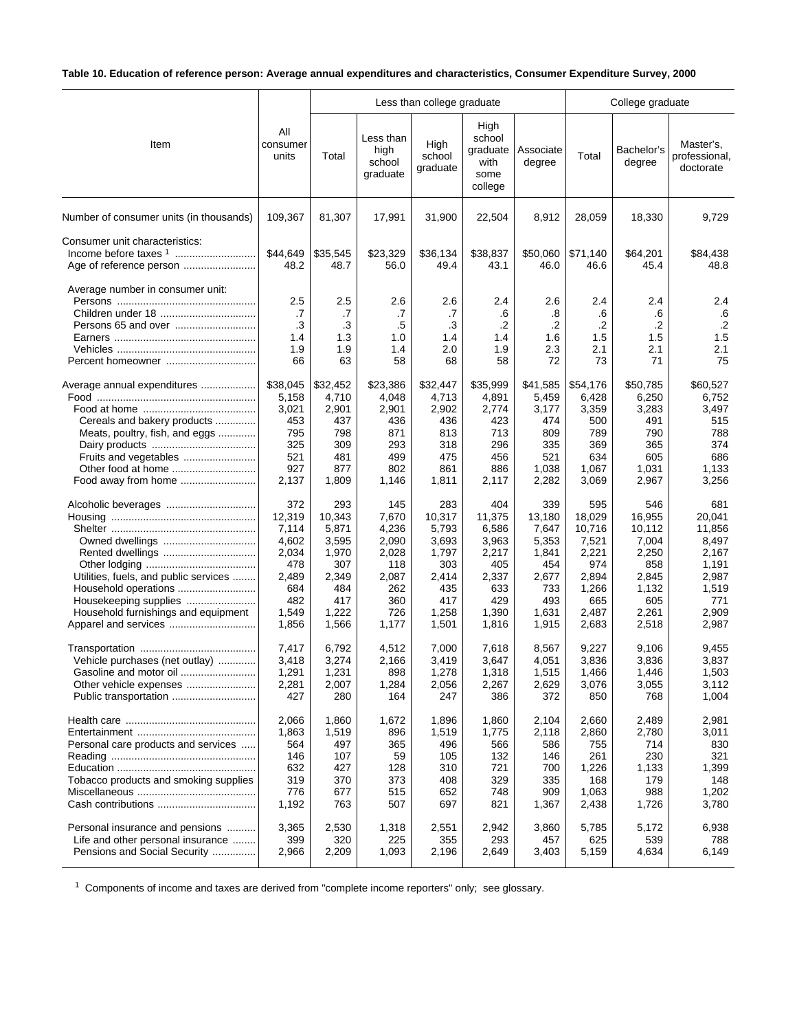**Table 10. Education of reference person: Average annual expenditures and characteristics, Consumer Expenditure Survey, 2000**

| Item | All consumer units | Less than college graduate | | | | | College graduate | | |
|---|---|---|---|---|---|---|---|---|---|
| | | Total | Less than high school graduate | High school graduate | High school graduate with some college | Associate degree | Total | Bachelor's degree | Master's, professional, doctorate |
| Number of consumer units (in thousands) | 109,367 | 81,307 | 17,991 | 31,900 | 22,504 | 8,912 | 28,059 | 18,330 | 9,729 |
| Consumer unit characteristics: | | | | | | | | | |
| Income before taxes [1] | $44,649 | $35,545 | $23,329 | $36,134 | $38,837 | $50,060 | $71,140 | $64,201 | $84,438 |
| Age of reference person | 48.2 | 48.7 | 56.0 | 49.4 | 43.1 | 46.0 | 46.6 | 45.4 | 48.8 |
| Average number in consumer unit: | | | | | | | | | |
| Persons | 2.5 | 2.5 | 2.6 | 2.6 | 2.4 | 2.6 | 2.4 | 2.4 | 2.4 |
| Children under 18 | .7 | .7 | .7 | .7 | .6 | .8 | .6 | .6 | .6 |
| Persons 65 and over | .3 | .3 | .5 | .3 | .2 | .2 | .2 | .2 | .2 |
| Earners | 1.4 | 1.3 | 1.0 | 1.4 | 1.4 | 1.6 | 1.5 | 1.5 | 1.5 |
| Vehicles | 1.9 | 1.9 | 1.4 | 2.0 | 1.9 | 2.3 | 2.1 | 2.1 | 2.1 |
| Percent homeowner | 66 | 63 | 58 | 68 | 58 | 72 | 73 | 71 | 75 |
| Average annual expenditures | $38,045 | $32,452 | $23,386 | $32,447 | $35,999 | $41,585 | $54,176 | $50,785 | $60,527 |
| Food | 5,158 | 4,710 | 4,048 | 4,713 | 4,891 | 5,459 | 6,428 | 6,250 | 6,752 |
| Food at home | 3,021 | 2,901 | 2,901 | 2,902 | 2,774 | 3,177 | 3,359 | 3,283 | 3,497 |
| Cereals and bakery products | 453 | 437 | 436 | 436 | 423 | 474 | 500 | 491 | 515 |
| Meats, poultry, fish, and eggs | 795 | 798 | 871 | 813 | 713 | 809 | 789 | 790 | 788 |
| Dairy products | 325 | 309 | 293 | 318 | 296 | 335 | 369 | 365 | 374 |
| Fruits and vegetables | 521 | 481 | 499 | 475 | 456 | 521 | 634 | 605 | 686 |
| Other food at home | 927 | 877 | 802 | 861 | 886 | 1,038 | 1,067 | 1,031 | 1,133 |
| Food away from home | 2,137 | 1,809 | 1,146 | 1,811 | 2,117 | 2,282 | 3,069 | 2,967 | 3,256 |
| Alcoholic beverages | 372 | 293 | 145 | 283 | 404 | 339 | 595 | 546 | 681 |
| Housing | 12,319 | 10,343 | 7,670 | 10,317 | 11,375 | 13,180 | 18,029 | 16,955 | 20,041 |
| Shelter | 7,114 | 5,871 | 4,236 | 5,793 | 6,586 | 7,647 | 10,716 | 10,112 | 11,856 |
| Owned dwellings | 4,602 | 3,595 | 2,090 | 3,693 | 3,963 | 5,353 | 7,521 | 7,004 | 8,497 |
| Rented dwellings | 2,034 | 1,970 | 2,028 | 1,797 | 2,217 | 1,841 | 2,221 | 2,250 | 2,167 |
| Other lodging | 478 | 307 | 118 | 303 | 405 | 454 | 974 | 858 | 1,191 |
| Utilities, fuels, and public services | 2,489 | 2,349 | 2,087 | 2,414 | 2,337 | 2,677 | 2,894 | 2,845 | 2,987 |
| Household operations | 684 | 484 | 262 | 435 | 633 | 733 | 1,266 | 1,132 | 1,519 |
| Housekeeping supplies | 482 | 417 | 360 | 417 | 429 | 493 | 665 | 605 | 771 |
| Household furnishings and equipment | 1,549 | 1,222 | 726 | 1,258 | 1,390 | 1,631 | 2,487 | 2,261 | 2,909 |
| Apparel and services | 1,856 | 1,566 | 1,177 | 1,501 | 1,816 | 1,915 | 2,683 | 2,518 | 2,987 |
| Transportation | 7,417 | 6,792 | 4,512 | 7,000 | 7,618 | 8,567 | 9,227 | 9,106 | 9,455 |
| Vehicle purchases (net outlay) | 3,418 | 3,274 | 2,166 | 3,419 | 3,647 | 4,051 | 3,836 | 3,836 | 3,837 |
| Gasoline and motor oil | 1,291 | 1,231 | 898 | 1,278 | 1,318 | 1,515 | 1,466 | 1,446 | 1,503 |
| Other vehicle expenses | 2,281 | 2,007 | 1,284 | 2,056 | 2,267 | 2,629 | 3,076 | 3,055 | 3,112 |
| Public transportation | 427 | 280 | 164 | 247 | 386 | 372 | 850 | 768 | 1,004 |
| Health care | 2,066 | 1,860 | 1,672 | 1,896 | 1,860 | 2,104 | 2,660 | 2,489 | 2,981 |
| Entertainment | 1,863 | 1,519 | 896 | 1,519 | 1,775 | 2,118 | 2,860 | 2,780 | 3,011 |
| Personal care products and services | 564 | 497 | 365 | 496 | 566 | 586 | 755 | 714 | 830 |
| Reading | 146 | 107 | 59 | 105 | 132 | 146 | 261 | 230 | 321 |
| Education | 632 | 427 | 128 | 310 | 721 | 700 | 1,226 | 1,133 | 1,399 |
| Tobacco products and smoking supplies | 319 | 370 | 373 | 408 | 329 | 335 | 168 | 179 | 148 |
| Miscellaneous | 776 | 677 | 515 | 652 | 748 | 909 | 1,063 | 988 | 1,202 |
| Cash contributions | 1,192 | 763 | 507 | 697 | 821 | 1,367 | 2,438 | 1,726 | 3,780 |
| Personal insurance and pensions | 3,365 | 2,530 | 1,318 | 2,551 | 2,942 | 3,860 | 5,785 | 5,172 | 6,938 |
| Life and other personal insurance | 399 | 320 | 225 | 355 | 293 | 457 | 625 | 539 | 788 |
| Pensions and Social Security | 2,966 | 2,209 | 1,093 | 2,196 | 2,649 | 3,403 | 5,159 | 4,634 | 6,149 |

[1] Components of income and taxes are derived from "complete income reporters" only; see glossary.